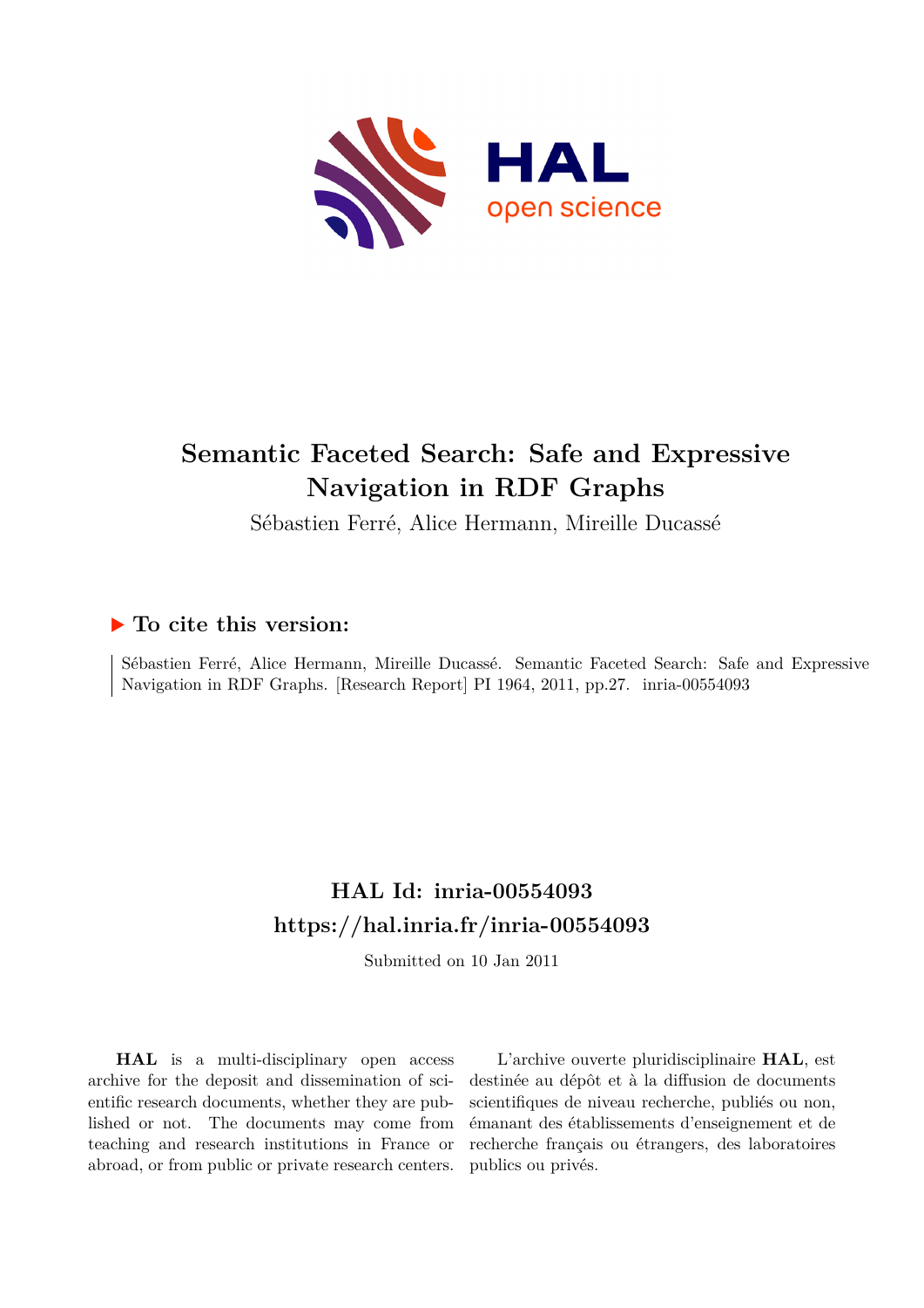# Semantic Faceted Search: Safe and Expressive Navigation in RDF Graphs

Sébastien Ferré, Alice Hermann, Mireille Ducassé

## ▶ To cite this version:

Sébastien Ferré, Alice Hermann, Mireille Ducassé. Semantic Faceted Search: Safe and Expressive Navigation in RDF Graphs. [Research Report] PI 1964, 2011, pp.27. inria-00554093

## HAL Id: inria-00554093

## https://hal.inria.fr/inria-00554093

Submitted on 10 Jan 2011

**HAL** is a multi-disciplinary open access archive for the deposit and dissemination of scientific research documents, whether they are published or not. The documents may come from teaching and research institutions in France or abroad, or from public or private research centers.

L'archive ouverte pluridisciplinaire **HAL**, est destinée au dépôt et à la diffusion de documents scientifiques de niveau recherche, publiés ou non, émanant des établissements d'enseignement et de recherche français ou étrangers, des laboratoires publics ou privés.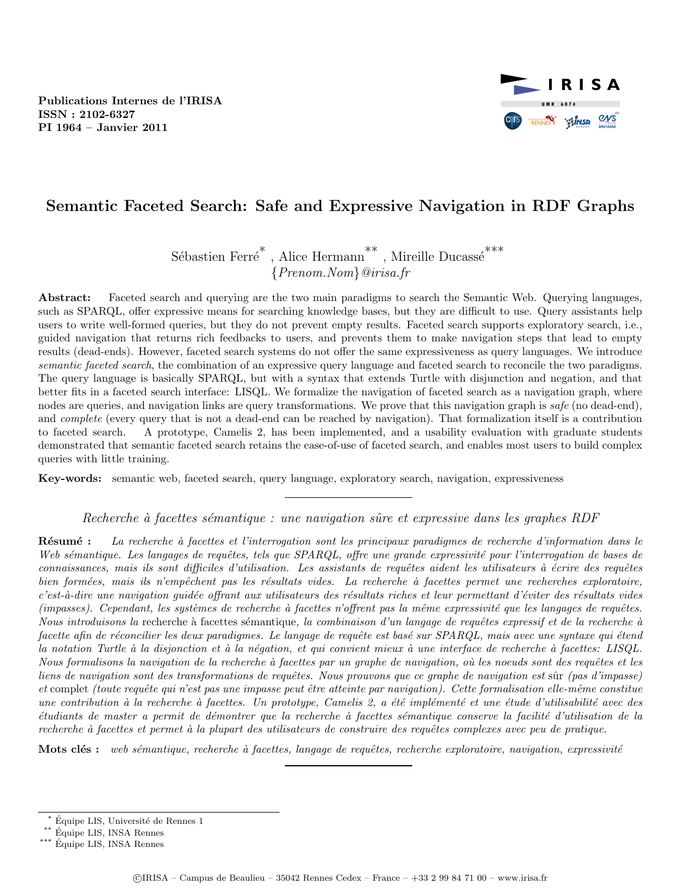Publications Internes de l'IRISA
ISSN : 2102-6327
PI 1964 – Janvier 2011

# Semantic Faceted Search: Safe and Expressive Navigation in RDF Graphs

Sébastien Ferré[*] , Alice Hermann[**] , Mireille Ducassé[***]
{*Prenom.Nom*}*@irisa.fr*

**Abstract:** Faceted search and querying are the two main paradigms to search the Semantic Web. Querying languages, such as SPARQL, offer expressive means for searching knowledge bases, but they are difficult to use. Query assistants help users to write well-formed queries, but they do not prevent empty results. Faceted search supports exploratory search, i.e., guided navigation that returns rich feedbacks to users, and prevents them to make navigation steps that lead to empty results (dead-ends). However, faceted search systems do not offer the same expressiveness as query languages. We introduce *semantic faceted search*, the combination of an expressive query language and faceted search to reconcile the two paradigms. The query language is basically SPARQL, but with a syntax that extends Turtle with disjunction and negation, and that better fits in a faceted search interface: LISQL. We formalize the navigation of faceted search as a navigation graph, where nodes are queries, and navigation links are query transformations. We prove that this navigation graph is *safe* (no dead-end), and *complete* (every query that is not a dead-end can be reached by navigation). That formalization itself is a contribution to faceted search. A prototype, Camelis 2, has been implemented, and a usability evaluation with graduate students demonstrated that semantic faceted search retains the ease-of-use of faceted search, and enables most users to build complex queries with little training.

**Key-words:** semantic web, faceted search, query language, exploratory search, navigation, expressiveness

---

*Recherche à facettes sémantique : une navigation sûre et expressive dans les graphes RDF*

**Résumé :** *La recherche à facettes et l'interrogation sont les principaux paradigmes de recherche d'information dans le Web sémantique. Les langages de requêtes, tels que SPARQL, offre une grande expressivité pour l'interrogation de bases de connaissances, mais ils sont difficiles d'utilisation. Les assistants de requêtes aident les utilisateurs à écrire des requêtes bien formées, mais ils n'empêchent pas les résultats vides. La recherche à facettes permet une recherches exploratoire, c'est-à-dire une navigation guidée offrant aux utilisateurs des résultats riches et leur permettant d'éviter des résultats vides (impasses). Cependant, les systèmes de recherche à facettes n'offrent pas la même expressivité que les langages de requêtes. Nous introduisons la* recherche à facettes sémantique*, la combinaison d'un langage de requêtes expressif et de la recherche à facette afin de réconcilier les deux paradigmes. Le langage de requête est basé sur SPARQL, mais avec une syntaxe qui étend la notation Turtle à la disjonction et à la négation, et qui convient mieux à une interface de recherche à facettes: LISQL. Nous formalisons la navigation de la recherche à facettes par un graphe de navigation, où les noeuds sont des requêtes et les liens de navigation sont des transformations de requêtes. Nous prouvons que ce graphe de navigation est* sûr *(pas d'impasse) et* complet *(toute requête qui n'est pas une impasse peut être atteinte par navigation). Cette formalisation elle-même constitue une contribution à la recherche à facettes. Un prototype, Camelis 2, a été implémenté et une étude d'utilisabilité avec des étudiants de master a permit de démontrer que la recherche à facettes sémantique conserve la facilité d'utilisation de la recherche à facettes et permet à la plupart des utilisateurs de construire des requêtes complexes avec peu de pratique.*

**Mots clés :** *web sémantique, recherche à facettes, langage de requêtes, recherche exploratoire, navigation, expressivité*

---

[*] Équipe LIS, Université de Rennes 1
[**] Équipe LIS, INSA Rennes
[***] Équipe LIS, INSA Rennes

©IRISA – Campus de Beaulieu – 35042 Rennes Cedex – France – +33 2 99 84 71 00 – www.irisa.fr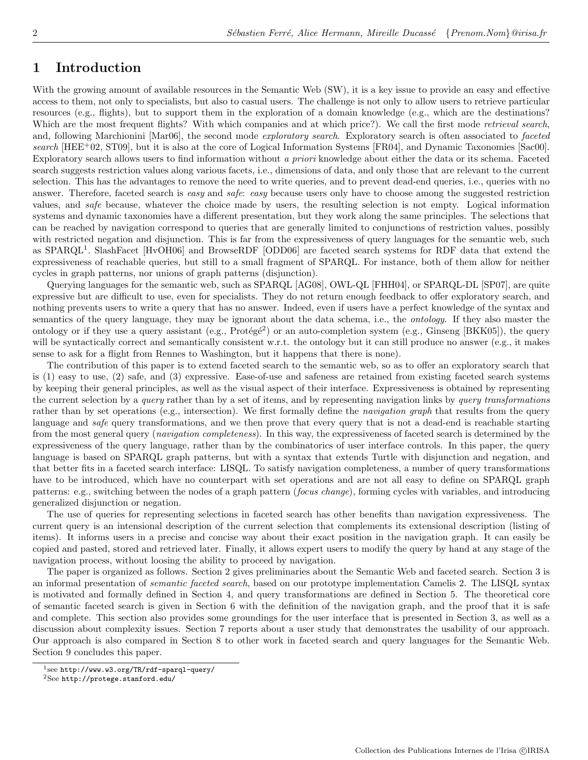## 1 Introduction

With the growing amount of available resources in the Semantic Web (SW), it is a key issue to provide an easy and effective access to them, not only to specialists, but also to casual users. The challenge is not only to allow users to retrieve particular resources (e.g., flights), but to support them in the exploration of a domain knowledge (e.g., which are the destinations? Which are the most frequent flights? With which companies and at which price?). We call the first mode *retrieval search*, and, following Marchionini [Mar06], the second mode *exploratory search*. Exploratory search is often associated to *faceted search* [HEE+02, ST09], but it is also at the core of Logical Information Systems [FR04], and Dynamic Taxonomies [Sac00]. Exploratory search allows users to find information without *a priori* knowledge about either the data or its schema. Faceted search suggests restriction values along various facets, i.e., dimensions of data, and only those that are relevant to the current selection. This has the advantages to remove the need to write queries, and to prevent dead-end queries, i.e., queries with no answer. Therefore, faceted search is *easy* and *safe*: *easy* because users only have to choose among the suggested restriction values, and *safe* because, whatever the choice made by users, the resulting selection is not empty. Logical information systems and dynamic taxonomies have a different presentation, but they work along the same principles. The selections that can be reached by navigation correspond to queries that are generally limited to conjunctions of restriction values, possibly with restricted negation and disjunction. This is far from the expressiveness of query languages for the semantic web, such as SPARQL[1]. SlashFacet [HvOH06] and BrowseRDF [ODD06] are faceted search systems for RDF data that extend the expressiveness of reachable queries, but still to a small fragment of SPARQL. For instance, both of them allow for neither cycles in graph patterns, nor unions of graph patterns (disjunction).

Querying languages for the semantic web, such as SPARQL [AG08], OWL-QL [FHH04], or SPARQL-DL [SP07], are quite expressive but are difficult to use, even for specialists. They do not return enough feedback to offer exploratory search, and nothing prevents users to write a query that has no answer. Indeed, even if users have a perfect knowledge of the syntax and semantics of the query language, they may be ignorant about the data schema, i.e., the *ontology*. If they also master the ontology or if they use a query assistant (e.g., Protégé[2]) or an auto-completion system (e.g., Ginseng [BKK05]), the query will be syntactically correct and semantically consistent w.r.t. the ontology but it can still produce no answer (e.g., it makes sense to ask for a flight from Rennes to Washington, but it happens that there is none).

The contribution of this paper is to extend faceted search to the semantic web, so as to offer an exploratory search that is (1) easy to use, (2) safe, and (3) expressive. Ease-of-use and safeness are retained from existing faceted search systems by keeping their general principles, as well as the visual aspect of their interface. Expressiveness is obtained by representing the current selection by a *query* rather than by a set of items, and by representing navigation links by *query transformations* rather than by set operations (e.g., intersection). We first formally define the *navigation graph* that results from the query language and *safe* query transformations, and we then prove that every query that is not a dead-end is reachable starting from the most general query (*navigation completeness*). In this way, the expressiveness of faceted search is determined by the expressiveness of the query language, rather than by the combinatorics of user interface controls. In this paper, the query language is based on SPARQL graph patterns, but with a syntax that extends Turtle with disjunction and negation, and that better fits in a faceted search interface: LISQL. To satisfy navigation completeness, a number of query transformations have to be introduced, which have no counterpart with set operations and are not all easy to define on SPARQL graph patterns: e.g., switching between the nodes of a graph pattern (*focus change*), forming cycles with variables, and introducing generalized disjunction or negation.

The use of queries for representing selections in faceted search has other benefits than navigation expressiveness. The current query is an intensional description of the current selection that complements its extensional description (listing of items). It informs users in a precise and concise way about their exact position in the navigation graph. It can easily be copied and pasted, stored and retrieved later. Finally, it allows expert users to modify the query by hand at any stage of the navigation process, without loosing the ability to proceed by navigation.

The paper is organized as follows. Section 2 gives preliminaries about the Semantic Web and faceted search. Section 3 is an informal presentation of *semantic faceted search*, based on our prototype implementation Camelis 2. The LISQL syntax is motivated and formally defined in Section 4, and query transformations are defined in Section 5. The theoretical core of semantic faceted search is given in Section 6 with the definition of the navigation graph, and the proof that it is safe and complete. This section also provides some groundings for the user interface that is presented in Section 3, as well as a discussion about complexity issues. Section 7 reports about a user study that demonstrates the usability of our approach. Our approach is also compared in Section 8 to other work in faceted search and query languages for the Semantic Web. Section 9 concludes this paper.

[1] see http://www.w3.org/TR/rdf-sparql-query/

[2] See http://protege.stanford.edu/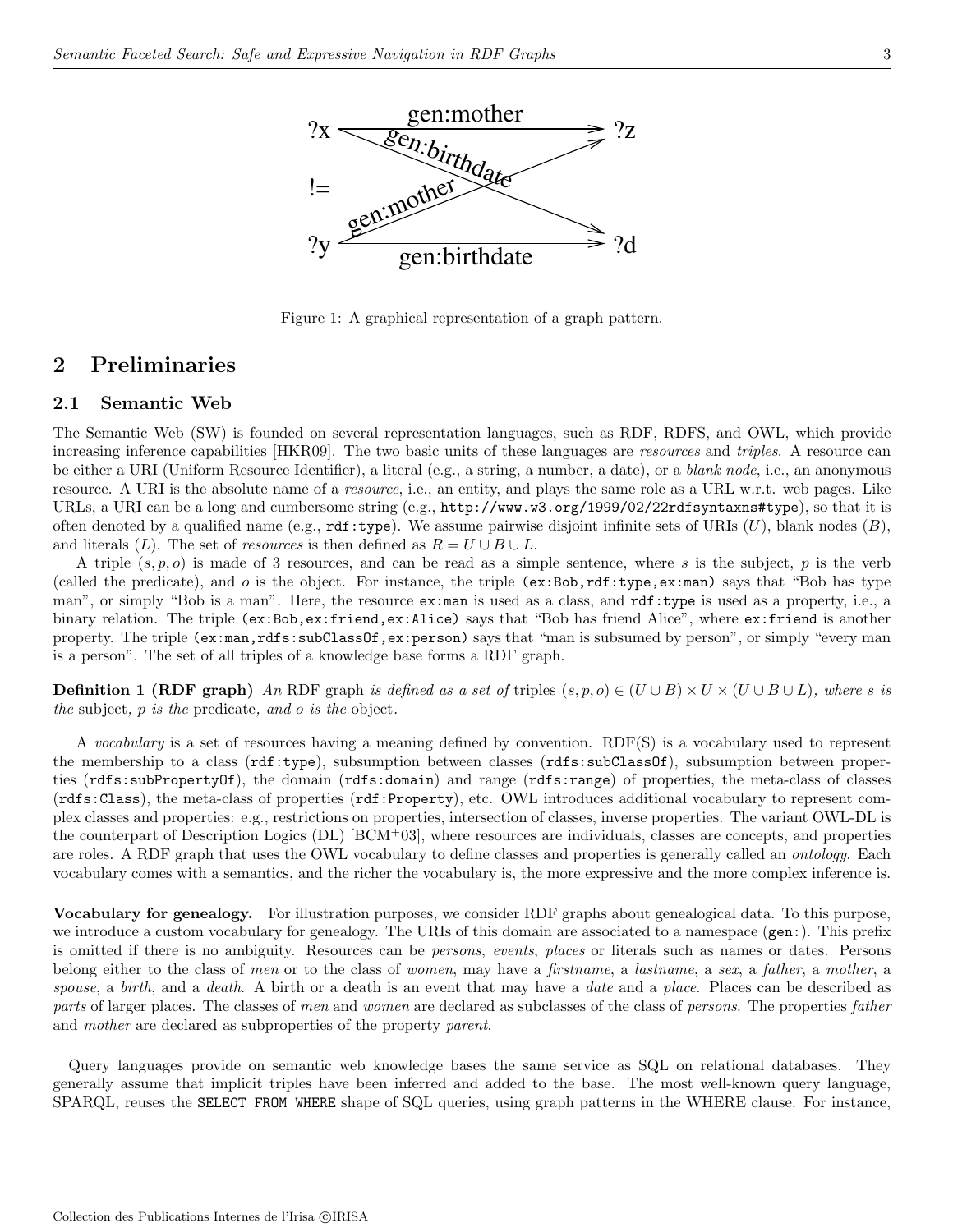Figure 1: A graphical representation of a graph pattern.

## 2 Preliminaries

### 2.1 Semantic Web

The Semantic Web (SW) is founded on several representation languages, such as RDF, RDFS, and OWL, which provide increasing inference capabilities [HKR09]. The two basic units of these languages are *resources* and *triples*. A resource can be either a URI (Uniform Resource Identifier), a literal (e.g., a string, a number, a date), or a *blank node*, i.e., an anonymous resource. A URI is the absolute name of a *resource*, i.e., an entity, and plays the same role as a URL w.r.t. web pages. Like URLs, a URI can be a long and cumbersome string (e.g., `http://www.w3.org/1999/02/22rdfsyntaxns#type`), so that it is often denoted by a qualified name (e.g., `rdf:type`). We assume pairwise disjoint infinite sets of URIs ($U$), blank nodes ($B$), and literals ($L$). The set of *resources* is then defined as $R = U \cup B \cup L$.

A triple $(s, p, o)$ is made of 3 resources, and can be read as a simple sentence, where $s$ is the subject, $p$ is the verb (called the predicate), and $o$ is the object. For instance, the triple `(ex:Bob,rdf:type,ex:man)` says that "Bob has type man", or simply "Bob is a man". Here, the resource `ex:man` is used as a class, and `rdf:type` is used as a property, i.e., a binary relation. The triple `(ex:Bob,ex:friend,ex:Alice)` says that "Bob has friend Alice", where `ex:friend` is another property. The triple `(ex:man,rdfs:subClassOf,ex:person)` says that "man is subsumed by person", or simply "every man is a person". The set of all triples of a knowledge base forms a RDF graph.

**Definition 1 (RDF graph)** *An* RDF graph *is defined as a set of* triples $(s, p, o) \in (U \cup B) \times U \times (U \cup B \cup L)$*, where $s$ is the* subject*, $p$ is the* predicate*, and $o$ is the* object.

A *vocabulary* is a set of resources having a meaning defined by convention. RDF(S) is a vocabulary used to represent the membership to a class (`rdf:type`), subsumption between classes (`rdfs:subClassOf`), subsumption between properties (`rdfs:subPropertyOf`), the domain (`rdfs:domain`) and range (`rdfs:range`) of properties, the meta-class of classes (`rdfs:Class`), the meta-class of properties (`rdf:Property`), etc. OWL introduces additional vocabulary to represent complex classes and properties: e.g., restrictions on properties, intersection of classes, inverse properties. The variant OWL-DL is the counterpart of Description Logics (DL) [BCM+03], where resources are individuals, classes are concepts, and properties are roles. A RDF graph that uses the OWL vocabulary to define classes and properties is generally called an *ontology*. Each vocabulary comes with a semantics, and the richer the vocabulary is, the more expressive and the more complex inference is.

**Vocabulary for genealogy.** For illustration purposes, we consider RDF graphs about genealogical data. To this purpose, we introduce a custom vocabulary for genealogy. The URIs of this domain are associated to a namespace (`gen:`). This prefix is omitted if there is no ambiguity. Resources can be *persons*, *events*, *places* or literals such as names or dates. Persons belong either to the class of *men* or to the class of *women*, may have a *firstname*, a *lastname*, a *sex*, a *father*, a *mother*, a *spouse*, a *birth*, and a *death*. A birth or a death is an event that may have a *date* and a *place*. Places can be described as *parts* of larger places. The classes of *men* and *women* are declared as subclasses of the class of *persons*. The properties *father* and *mother* are declared as subproperties of the property *parent*.

Query languages provide on semantic web knowledge bases the same service as SQL on relational databases. They generally assume that implicit triples have been inferred and added to the base. The most well-known query language, SPARQL, reuses the `SELECT FROM WHERE` shape of SQL queries, using graph patterns in the WHERE clause. For instance,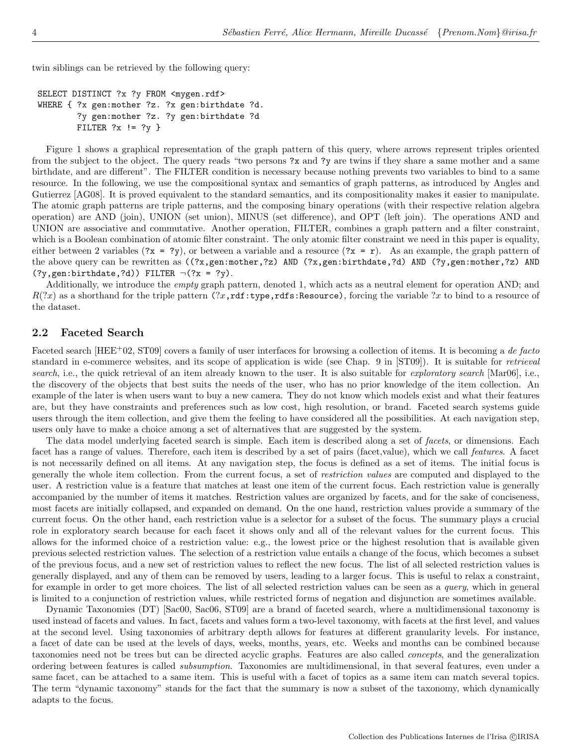twin siblings can be retrieved by the following query:

```
SELECT DISTINCT ?x ?y FROM <mygen.rdf>
WHERE { ?x gen:mother ?z. ?x gen:birthdate ?d.
        ?y gen:mother ?z. ?y gen:birthdate ?d
        FILTER ?x != ?y }
```

Figure 1 shows a graphical representation of the graph pattern of this query, where arrows represent triples oriented from the subject to the object. The query reads "two persons `?x` and `?y` are twins if they share a same mother and a same birthdate, and are different". The FILTER condition is necessary because nothing prevents two variables to bind to a same resource. In the following, we use the compositional syntax and semantics of graph patterns, as introduced by Angles and Gutierrez [AG08]. It is proved equivalent to the standard semantics, and its compositionality makes it easier to manipulate. The atomic graph patterns are triple patterns, and the composing binary operations (with their respective relation algebra operation) are AND (join), UNION (set union), MINUS (set difference), and OPT (left join). The operations AND and UNION are associative and commutative. Another operation, FILTER, combines a graph pattern and a filter constraint, which is a Boolean combination of atomic filter constraint. The only atomic filter constraint we need in this paper is equality, either between 2 variables (`?x = ?y`), or between a variable and a resource (`?x = r`). As an example, the graph pattern of the above query can be rewritten as `((?x,gen:mother,?z) AND (?x,gen:birthdate,?d) AND (?y,gen:mother,?z) AND (?y,gen:birthdate,?d)) FILTER ¬(?x = ?y)`.

Additionally, we introduce the *empty* graph pattern, denoted 1, which acts as a neutral element for operation AND; and $R(?x)$ as a shorthand for the triple pattern $(?x$,`rdf:type`,`rdfs:Resource`), forcing the variable $?x$ to bind to a resource of the dataset.

## 2.2 Faceted Search

Faceted search [HEE[+]02, ST09] covers a family of user interfaces for browsing a collection of items. It is becoming a *de facto* standard in e-commerce websites, and its scope of application is wide (see Chap. 9 in [ST09]). It is suitable for *retrieval search*, i.e., the quick retrieval of an item already known to the user. It is also suitable for *exploratory search* [Mar06], i.e., the discovery of the objects that best suits the needs of the user, who has no prior knowledge of the item collection. An example of the later is when users want to buy a new camera. They do not know which models exist and what their features are, but they have constraints and preferences such as low cost, high resolution, or brand. Faceted search systems guide users through the item collection, and give them the feeling to have considered all the possibilities. At each navigation step, users only have to make a choice among a set of alternatives that are suggested by the system.

The data model underlying faceted search is simple. Each item is described along a set of *facets*, or dimensions. Each facet has a range of values. Therefore, each item is described by a set of pairs (facet,value), which we call *features*. A facet is not necessarily defined on all items. At any navigation step, the focus is defined as a set of items. The initial focus is generally the whole item collection. From the current focus, a set of *restriction values* are computed and displayed to the user. A restriction value is a feature that matches at least one item of the current focus. Each restriction value is generally accompanied by the number of items it matches. Restriction values are organized by facets, and for the sake of conciseness, most facets are initially collapsed, and expanded on demand. On the one hand, restriction values provide a summary of the current focus. On the other hand, each restriction value is a selector for a subset of the focus. The summary plays a crucial role in exploratory search because for each facet it shows only and all of the relevant values for the current focus. This allows for the informed choice of a restriction value: e.g., the lowest price or the highest resolution that is available given previous selected restriction values. The selection of a restriction value entails a change of the focus, which becomes a subset of the previous focus, and a new set of restriction values to reflect the new focus. The list of all selected restriction values is generally displayed, and any of them can be removed by users, leading to a larger focus. This is useful to relax a constraint, for example in order to get more choices. The list of all selected restriction values can be seen as a *query*, which in general is limited to a conjunction of restriction values, while restricted forms of negation and disjunction are sometimes available.

Dynamic Taxonomies (DT) [Sac00, Sac06, ST09] are a brand of faceted search, where a multidimensional taxonomy is used instead of facets and values. In fact, facets and values form a two-level taxonomy, with facets at the first level, and values at the second level. Using taxonomies of arbitrary depth allows for features at different granularity levels. For instance, a facet of date can be used at the levels of days, weeks, months, years, etc. Weeks and months can be combined because taxonomies need not be trees but can be directed acyclic graphs. Features are also called *concepts*, and the generalization ordering between features is called *subsumption*. Taxonomies are multidimensional, in that several features, even under a same facet, can be attached to a same item. This is useful with a facet of topics as a same item can match several topics. The term "dynamic taxonomy" stands for the fact that the summary is now a subset of the taxonomy, which dynamically adapts to the focus.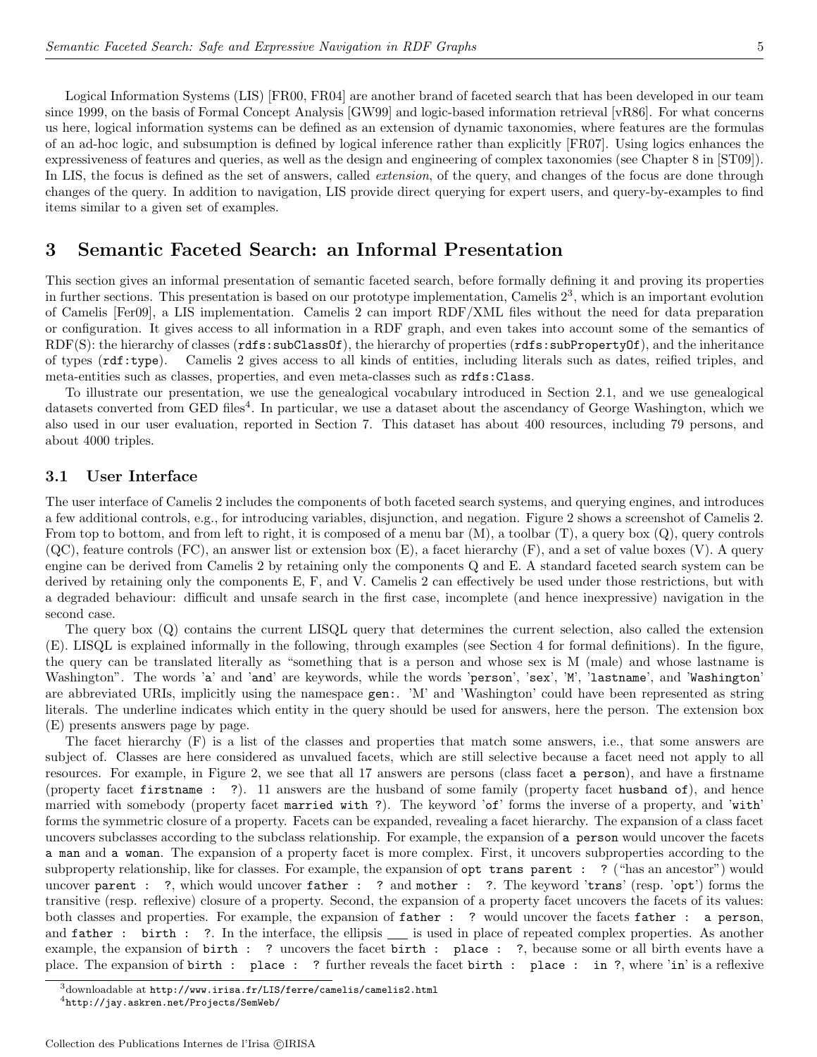Logical Information Systems (LIS) [FR00, FR04] are another brand of faceted search that has been developed in our team since 1999, on the basis of Formal Concept Analysis [GW99] and logic-based information retrieval [vR86]. For what concerns us here, logical information systems can be defined as an extension of dynamic taxonomies, where features are the formulas of an ad-hoc logic, and subsumption is defined by logical inference rather than explicitly [FR07]. Using logics enhances the expressiveness of features and queries, as well as the design and engineering of complex taxonomies (see Chapter 8 in [ST09]). In LIS, the focus is defined as the set of answers, called *extension*, of the query, and changes of the focus are done through changes of the query. In addition to navigation, LIS provide direct querying for expert users, and query-by-examples to find items similar to a given set of examples.

## 3 Semantic Faceted Search: an Informal Presentation

This section gives an informal presentation of semantic faceted search, before formally defining it and proving its properties in further sections. This presentation is based on our prototype implementation, Camelis 2[3], which is an important evolution of Camelis [Fer09], a LIS implementation. Camelis 2 can import RDF/XML files without the need for data preparation or configuration. It gives access to all information in a RDF graph, and even takes into account some of the semantics of RDF(S): the hierarchy of classes (`rdfs:subClassOf`), the hierarchy of properties (`rdfs:subPropertyOf`), and the inheritance of types (`rdf:type`). Camelis 2 gives access to all kinds of entities, including literals such as dates, reified triples, and meta-entities such as classes, properties, and even meta-classes such as `rdfs:Class`.

To illustrate our presentation, we use the genealogical vocabulary introduced in Section 2.1, and we use genealogical datasets converted from GED files[4]. In particular, we use a dataset about the ascendancy of George Washington, which we also used in our user evaluation, reported in Section 7. This dataset has about 400 resources, including 79 persons, and about 4000 triples.

### 3.1 User Interface

The user interface of Camelis 2 includes the components of both faceted search systems, and querying engines, and introduces a few additional controls, e.g., for introducing variables, disjunction, and negation. Figure 2 shows a screenshot of Camelis 2. From top to bottom, and from left to right, it is composed of a menu bar (M), a toolbar (T), a query box (Q), query controls (QC), feature controls (FC), an answer list or extension box (E), a facet hierarchy (F), and a set of value boxes (V). A query engine can be derived from Camelis 2 by retaining only the components Q and E. A standard faceted search system can be derived by retaining only the components E, F, and V. Camelis 2 can effectively be used under those restrictions, but with a degraded behaviour: difficult and unsafe search in the first case, incomplete (and hence inexpressive) navigation in the second case.

The query box (Q) contains the current LISQL query that determines the current selection, also called the extension (E). LISQL is explained informally in the following, through examples (see Section 4 for formal definitions). In the figure, the query can be translated literally as "something that is a person and whose sex is M (male) and whose lastname is Washington". The words '`a`' and '`and`' are keywords, while the words '`person`', '`sex`', '`M`', '`lastname`', and '`Washington`' are abbreviated URIs, implicitly using the namespace `gen:`. 'M' and 'Washington' could have been represented as string literals. The underline indicates which entity in the query should be used for answers, here the person. The extension box (E) presents answers page by page.

The facet hierarchy (F) is a list of the classes and properties that match some answers, i.e., that some answers are subject of. Classes are here considered as unvalued facets, which are still selective because a facet need not apply to all resources. For example, in Figure 2, we see that all 17 answers are persons (class facet `a person`), and have a firstname (property facet `firstname : ?`). 11 answers are the husband of some family (property facet `husband of`), and hence married with somebody (property facet `married with ?`). The keyword '`of`' forms the inverse of a property, and '`with`' forms the symmetric closure of a property. Facets can be expanded, revealing a facet hierarchy. The expansion of a class facet uncovers subclasses according to the subclass relationship. For example, the expansion of `a person` would uncover the facets `a man` and `a woman`. The expansion of a property facet is more complex. First, it uncovers subproperties according to the subproperty relationship, like for classes. For example, the expansion of `opt trans parent : ?` ("has an ancestor") would uncover `parent : ?`, which would uncover `father : ?` and `mother : ?`. The keyword '`trans`' (resp. '`opt`') forms the transitive (resp. reflexive) closure of a property. Second, the expansion of a property facet uncovers the facets of its values: both classes and properties. For example, the expansion of `father : ?` would uncover the facets `father : a person`, and `father : birth : ?`. In the interface, the ellipsis ___ is used in place of repeated complex properties. As another example, the expansion of `birth : ?` uncovers the facet `birth : place : ?`, because some or all birth events have a place. The expansion of `birth : place : ?` further reveals the facet `birth : place : in ?`, where '`in`' is a reflexive

[3] downloadable at `http://www.irisa.fr/LIS/ferre/camelis/camelis2.html`

[4] `http://jay.askren.net/Projects/SemWeb/`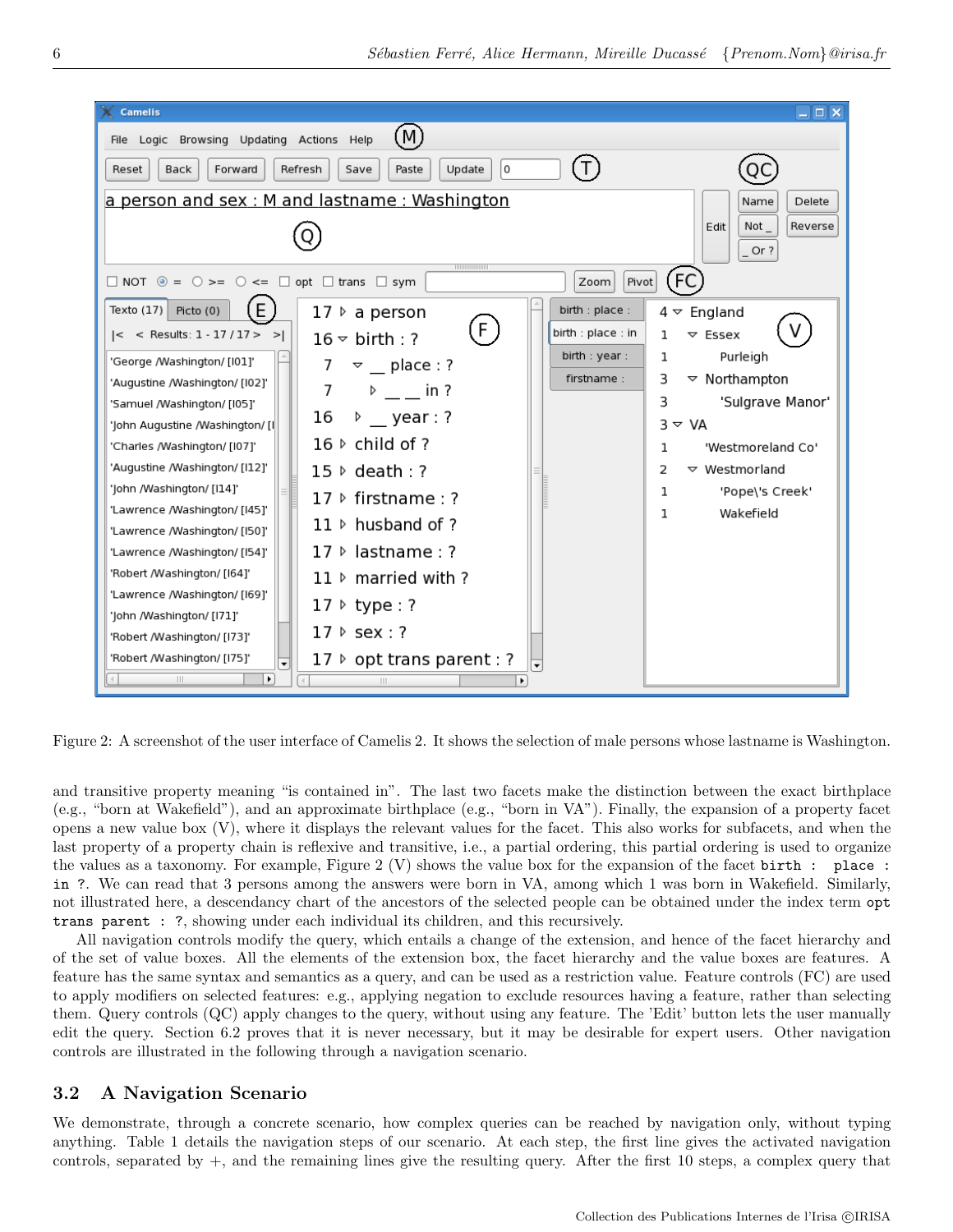Figure 2: A screenshot of the user interface of Camelis 2. It shows the selection of male persons whose lastname is Washington.

and transitive property meaning "is contained in". The last two facets make the distinction between the exact birthplace (e.g., "born at Wakefield"), and an approximate birthplace (e.g., "born in VA"). Finally, the expansion of a property facet opens a new value box (V), where it displays the relevant values for the facet. This also works for subfacets, and when the last property of a property chain is reflexive and transitive, i.e., a partial ordering, this partial ordering is used to organize the values as a taxonomy. For example, Figure 2 (V) shows the value box for the expansion of the facet `birth : place : in ?`. We can read that 3 persons among the answers were born in VA, among which 1 was born in Wakefield. Similarly, not illustrated here, a descendancy chart of the ancestors of the selected people can be obtained under the index term `opt trans parent : ?`, showing under each individual its children, and this recursively.

All navigation controls modify the query, which entails a change of the extension, and hence of the facet hierarchy and of the set of value boxes. All the elements of the extension box, the facet hierarchy and the value boxes are features. A feature has the same syntax and semantics as a query, and can be used as a restriction value. Feature controls (FC) are used to apply modifiers on selected features: e.g., applying negation to exclude resources having a feature, rather than selecting them. Query controls (QC) apply changes to the query, without using any feature. The 'Edit' button lets the user manually edit the query. Section 6.2 proves that it is never necessary, but it may be desirable for expert users. Other navigation controls are illustrated in the following through a navigation scenario.

## 3.2 A Navigation Scenario

We demonstrate, through a concrete scenario, how complex queries can be reached by navigation only, without typing anything. Table 1 details the navigation steps of our scenario. At each step, the first line gives the activated navigation controls, separated by +, and the remaining lines give the resulting query. After the first 10 steps, a complex query that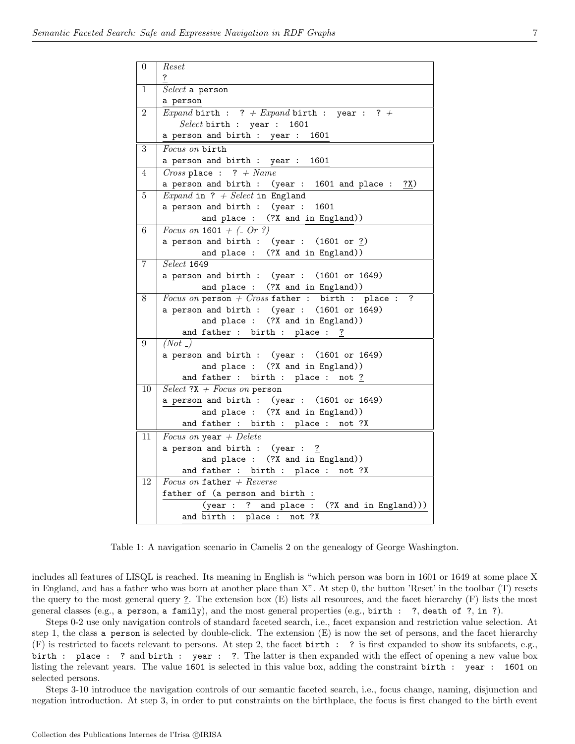| 0 | *Reset*<br>?<br> |
|---|---|
| 1 | *Select* `a person`<br>`a person` |
| 2 | *Expand* `birth : ?` + *Expand* `birth : year : ?` + *Select* `birth : year : 1601`<br>`a person and birth : year : 1601` |
| 3 | *Focus on* `birth`<br>`a person and birth : year : 1601` |
| 4 | *Cross* `place : ?` + *Name*<br>`a person and birth : (year : 1601 and place : ?X)` |
| 5 | *Expand* `in ?` + *Select* `in England`<br>`a person and birth : (year : 1601 and place : (?X and in England))` |
| 6 | *Focus on* `1601` + *(_ Or ?)*<br>`a person and birth : (year : (1601 or ?) and place : (?X and in England))` |
| 7 | *Select* `1649`<br>`a person and birth : (year : (1601 or 1649) and place : (?X and in England))` |
| 8 | *Focus on* `person` + *Cross* `father : birth : place : ?`<br>`a person and birth : (year : (1601 or 1649) and place : (?X and in England)) and father : birth : place : ?` |
| 9 | *(Not _)*<br>`a person and birth : (year : (1601 or 1649) and place : (?X and in England)) and father : birth : place : not ?` |
| 10 | *Select* `?X` + *Focus on* `person`<br>`a person and birth : (year : (1601 or 1649) and place : (?X and in England)) and father : birth : place : not ?X` |
| 11 | *Focus on* `year` + *Delete*<br>`a person and birth : (year : ? and place : (?X and in England)) and father : birth : place : not ?X` |
| 12 | *Focus on* `father` + *Reverse*<br>`father of (a person and birth : (year : ? and place : (?X and in England))) and birth : place : not ?X` |

Table 1: A navigation scenario in Camelis 2 on the genealogy of George Washington.

includes all features of LISQL is reached. Its meaning in English is "which person was born in 1601 or 1649 at some place X in England, and has a father who was born at another place than X". At step 0, the button 'Reset' in the toolbar (T) resets the query to the most general query ?. The extension box (E) lists all resources, and the facet hierarchy (F) lists the most general classes (e.g., `a person`, `a family`), and the most general properties (e.g., `birth : ?`, `death of ?`, `in ?`).

Steps 0-2 use only navigation controls of standard faceted search, i.e., facet expansion and restriction value selection. At step 1, the class `a person` is selected by double-click. The extension (E) is now the set of persons, and the facet hierarchy (F) is restricted to facets relevant to persons. At step 2, the facet `birth : ?` is first expanded to show its subfacets, e.g., `birth : place : ?` and `birth : year : ?`. The latter is then expanded with the effect of opening a new value box listing the relevant years. The value `1601` is selected in this value box, adding the constraint `birth : year : 1601` on selected persons.

Steps 3-10 introduce the navigation controls of our semantic faceted search, i.e., focus change, naming, disjunction and negation introduction. At step 3, in order to put constraints on the birthplace, the focus is first changed to the birth event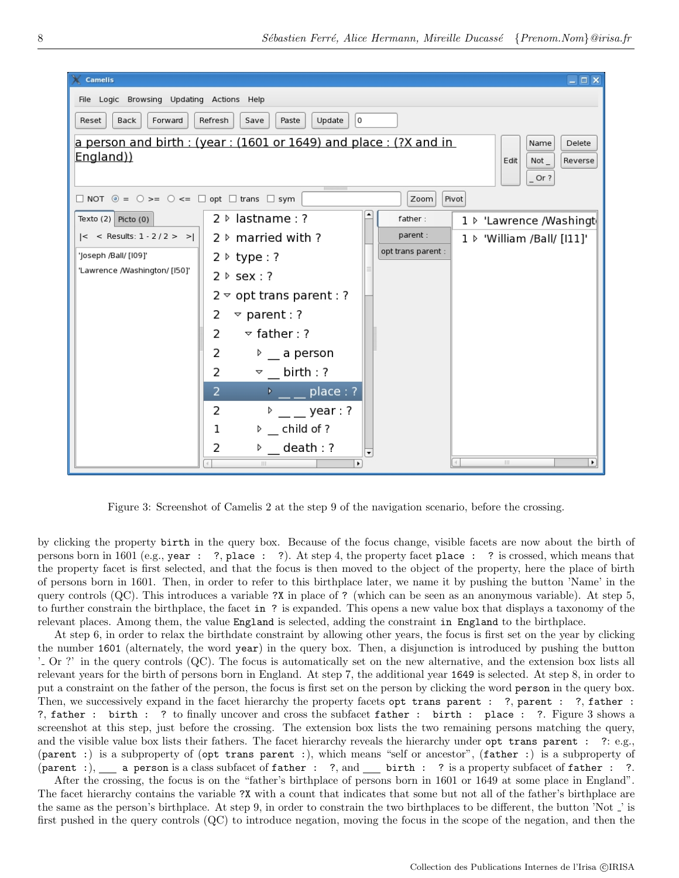Figure 3: Screenshot of Camelis 2 at the step 9 of the navigation scenario, before the crossing.

by clicking the property `birth` in the query box. Because of the focus change, visible facets are now about the birth of persons born in 1601 (e.g., `year : ?`, `place : ?`). At step 4, the property facet `place : ?` is crossed, which means that the property facet is first selected, and that the focus is then moved to the object of the property, here the place of birth of persons born in 1601. Then, in order to refer to this birthplace later, we name it by pushing the button 'Name' in the query controls (QC). This introduces a variable `?X` in place of `?` (which can be seen as an anonymous variable). At step 5, to further constrain the birthplace, the facet `in ?` is expanded. This opens a new value box that displays a taxonomy of the relevant places. Among them, the value `England` is selected, adding the constraint `in England` to the birthplace.

At step 6, in order to relax the birthdate constraint by allowing other years, the focus is first set on the year by clicking the number `1601` (alternately, the word `year`) in the query box. Then, a disjunction is introduced by pushing the button '_ Or ?' in the query controls (QC). The focus is automatically set on the new alternative, and the extension box lists all relevant years for the birth of persons born in England. At step 7, the additional year `1649` is selected. At step 8, in order to put a constraint on the father of the person, the focus is first set on the person by clicking the word `person` in the query box. Then, we successively expand in the facet hierarchy the property facets `opt trans parent : ?`, `parent : ?`, `father : ?`, `father : birth : ?` to finally uncover and cross the subfacet `father : birth : place : ?`. Figure 3 shows a screenshot at this step, just before the crossing. The extension box lists the two remaining persons matching the query, and the visible value box lists their fathers. The facet hierarchy reveals the hierarchy under `opt trans parent : ?`: e.g., (`parent :`) is a subproperty of (`opt trans parent :`), which means "self or ancestor", (`father :`) is a subproperty of (`parent :`), `___ a person` is a class subfacet of `father : ?`, and `___ birth : ?` is a property subfacet of `father : ?`.

After the crossing, the focus is on the "father's birthplace of persons born in 1601 or 1649 at some place in England". The facet hierarchy contains the variable `?X` with a count that indicates that some but not all of the father's birthplace are the same as the person's birthplace. At step 9, in order to constrain the two birthplaces to be different, the button 'Not _' is first pushed in the query controls (QC) to introduce negation, moving the focus in the scope of the negation, and then the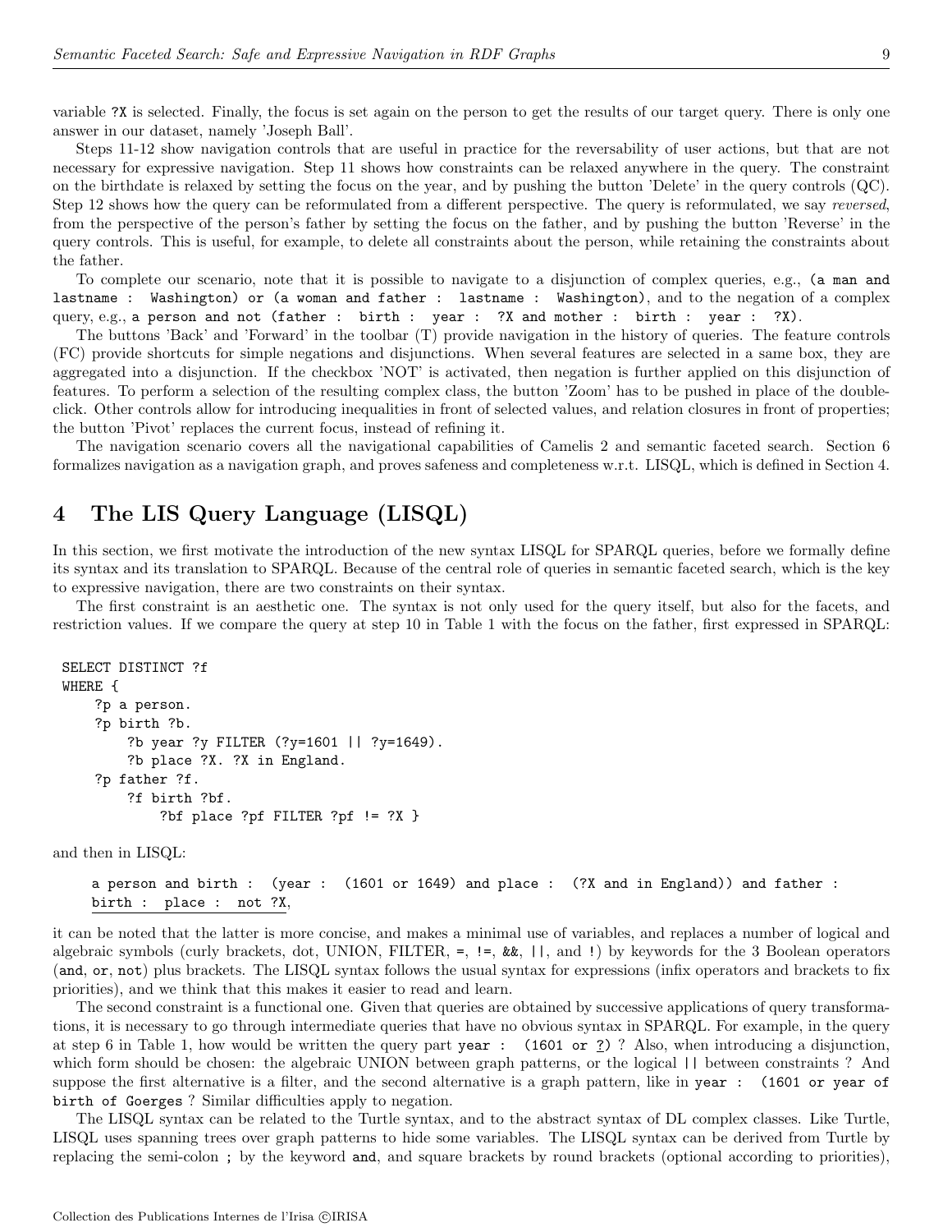variable `?X` is selected. Finally, the focus is set again on the person to get the results of our target query. There is only one answer in our dataset, namely 'Joseph Ball'.

Steps 11-12 show navigation controls that are useful in practice for the reversability of user actions, but that are not necessary for expressive navigation. Step 11 shows how constraints can be relaxed anywhere in the query. The constraint on the birthdate is relaxed by setting the focus on the year, and by pushing the button 'Delete' in the query controls (QC). Step 12 shows how the query can be reformulated from a different perspective. The query is reformulated, we say *reversed*, from the perspective of the person's father by setting the focus on the father, and by pushing the button 'Reverse' in the query controls. This is useful, for example, to delete all constraints about the person, while retaining the constraints about the father.

To complete our scenario, note that it is possible to navigate to a disjunction of complex queries, e.g., `(a man and lastname : Washington) or (a woman and father : lastname : Washington)`, and to the negation of a complex query, e.g., `a person and not (father : birth : year : ?X and mother : birth : year : ?X)`.

The buttons 'Back' and 'Forward' in the toolbar (T) provide navigation in the history of queries. The feature controls (FC) provide shortcuts for simple negations and disjunctions. When several features are selected in a same box, they are aggregated into a disjunction. If the checkbox 'NOT' is activated, then negation is further applied on this disjunction of features. To perform a selection of the resulting complex class, the button 'Zoom' has to be pushed in place of the double-click. Other controls allow for introducing inequalities in front of selected values, and relation closures in front of properties; the button 'Pivot' replaces the current focus, instead of refining it.

The navigation scenario covers all the navigational capabilities of Camelis 2 and semantic faceted search. Section 6 formalizes navigation as a navigation graph, and proves safeness and completeness w.r.t. LISQL, which is defined in Section 4.

# 4 The LIS Query Language (LISQL)

In this section, we first motivate the introduction of the new syntax LISQL for SPARQL queries, before we formally define its syntax and its translation to SPARQL. Because of the central role of queries in semantic faceted search, which is the key to expressive navigation, there are two constraints on their syntax.

The first constraint is an aesthetic one. The syntax is not only used for the query itself, but also for the facets, and restriction values. If we compare the query at step 10 in Table 1 with the focus on the father, first expressed in SPARQL:

```
SELECT DISTINCT ?f
WHERE {
    ?p a person.
    ?p birth ?b.
        ?b year ?y FILTER (?y=1601 || ?y=1649).
        ?b place ?X. ?X in England.
    ?p father ?f.
        ?f birth ?bf.
            ?bf place ?pf FILTER ?pf != ?X }
```

and then in LISQL:

```
a person and birth : (year : (1601 or 1649) and place : (?X and in England)) and father :
birth : place : not ?X,
```

it can be noted that the latter is more concise, and makes a minimal use of variables, and replaces a number of logical and algebraic symbols (curly brackets, dot, UNION, FILTER, `=`, `!=`, `&&`, `||`, and `!`) by keywords for the 3 Boolean operators (`and`, `or`, `not`) plus brackets. The LISQL syntax follows the usual syntax for expressions (infix operators and brackets to fix priorities), and we think that this makes it easier to read and learn.

The second constraint is a functional one. Given that queries are obtained by successive applications of query transformations, it is necessary to go through intermediate queries that have no obvious syntax in SPARQL. For example, in the query at step 6 in Table 1, how would be written the query part `year : (1601 or ?)` ? Also, when introducing a disjunction, which form should be chosen: the algebraic UNION between graph patterns, or the logical `||` between constraints ? And suppose the first alternative is a filter, and the second alternative is a graph pattern, like in `year : (1601 or year of birth of Goerges` ? Similar difficulties apply to negation.

The LISQL syntax can be related to the Turtle syntax, and to the abstract syntax of DL complex classes. Like Turtle, LISQL uses spanning trees over graph patterns to hide some variables. The LISQL syntax can be derived from Turtle by replacing the semi-colon `;` by the keyword `and`, and square brackets by round brackets (optional according to priorities),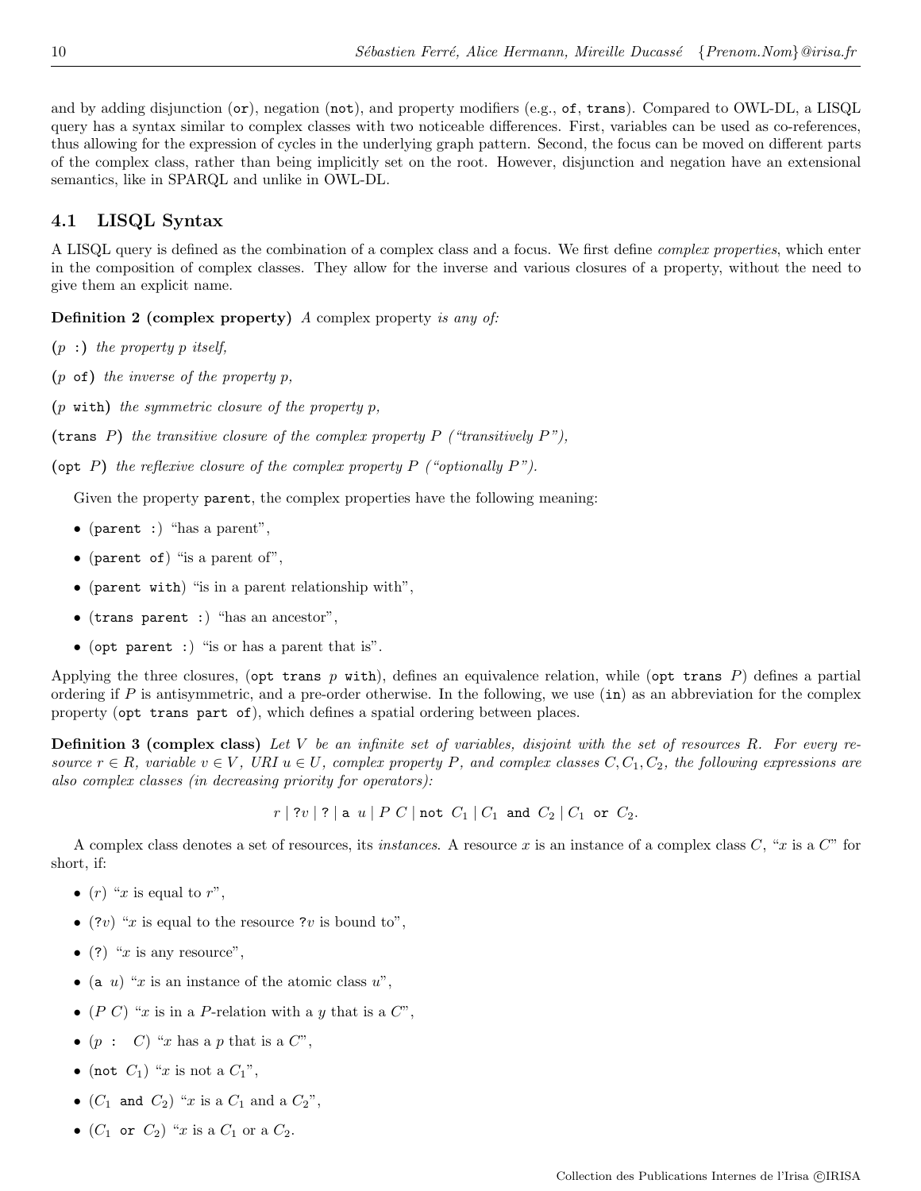and by adding disjunction (`or`), negation (`not`), and property modifiers (e.g., `of`, `trans`). Compared to OWL-DL, a LISQL query has a syntax similar to complex classes with two noticeable differences. First, variables can be used as co-references, thus allowing for the expression of cycles in the underlying graph pattern. Second, the focus can be moved on different parts of the complex class, rather than being implicitly set on the root. However, disjunction and negation have an extensional semantics, like in SPARQL and unlike in OWL-DL.

### 4.1 LISQL Syntax

A LISQL query is defined as the combination of a complex class and a focus. We first define *complex properties*, which enter in the composition of complex classes. They allow for the inverse and various closures of a property, without the need to give them an explicit name.

**Definition 2 (complex property)** *A* complex property *is any of:*

($p$ `:`) *the property $p$ itself,*

($p$ `of`) *the inverse of the property $p$,*

($p$ `with`) *the symmetric closure of the property $p$,*

(`trans` $P$) *the transitive closure of the complex property $P$ ("transitively $P$"),*

(`opt` $P$) *the reflexive closure of the complex property $P$ ("optionally $P$").*

Given the property `parent`, the complex properties have the following meaning:

- (`parent :`) "has a parent",
- (`parent of`) "is a parent of",
- (`parent with`) "is in a parent relationship with",
- (`trans parent :`) "has an ancestor",
- (`opt parent :`) "is or has a parent that is".

Applying the three closures, (`opt trans` $p$ `with`), defines an equivalence relation, while (`opt trans` $P$) defines a partial ordering if $P$ is antisymmetric, and a pre-order otherwise. In the following, we use (`in`) as an abbreviation for the complex property (`opt trans part of`), which defines a spatial ordering between places.

**Definition 3 (complex class)** *Let $V$ be an infinite set of variables, disjoint with the set of resources $R$. For every resource $r \in R$, variable $v \in V$, URI $u \in U$, complex property $P$, and complex classes $C, C_1, C_2$, the following expressions are also complex classes (in decreasing priority for operators):*

$$r \mid ?v \mid ? \mid \texttt{a}\ u \mid P\ C \mid \texttt{not}\ C_1 \mid C_1\ \texttt{and}\ C_2 \mid C_1\ \texttt{or}\ C_2.$$

A complex class denotes a set of resources, its *instances*. A resource $x$ is an instance of a complex class $C$, "$x$ is a $C$" for short, if:

- ($r$) "$x$ is equal to $r$",
- (?$v$) "$x$ is equal to the resource ?$v$ is bound to",
- (?) "$x$ is any resource",
- (`a` $u$) "$x$ is an instance of the atomic class $u$",
- ($P$ $C$) "$x$ is in a $P$-relation with a $y$ that is a $C$",
- ($p$ `:` $C$) "$x$ has a $p$ that is a $C$",
- (`not` $C_1$) "$x$ is not a $C_1$",
- ($C_1$ `and` $C_2$) "$x$ is a $C_1$ and a $C_2$",
- ($C_1$ `or` $C_2$) "$x$ is a $C_1$ or a $C_2$.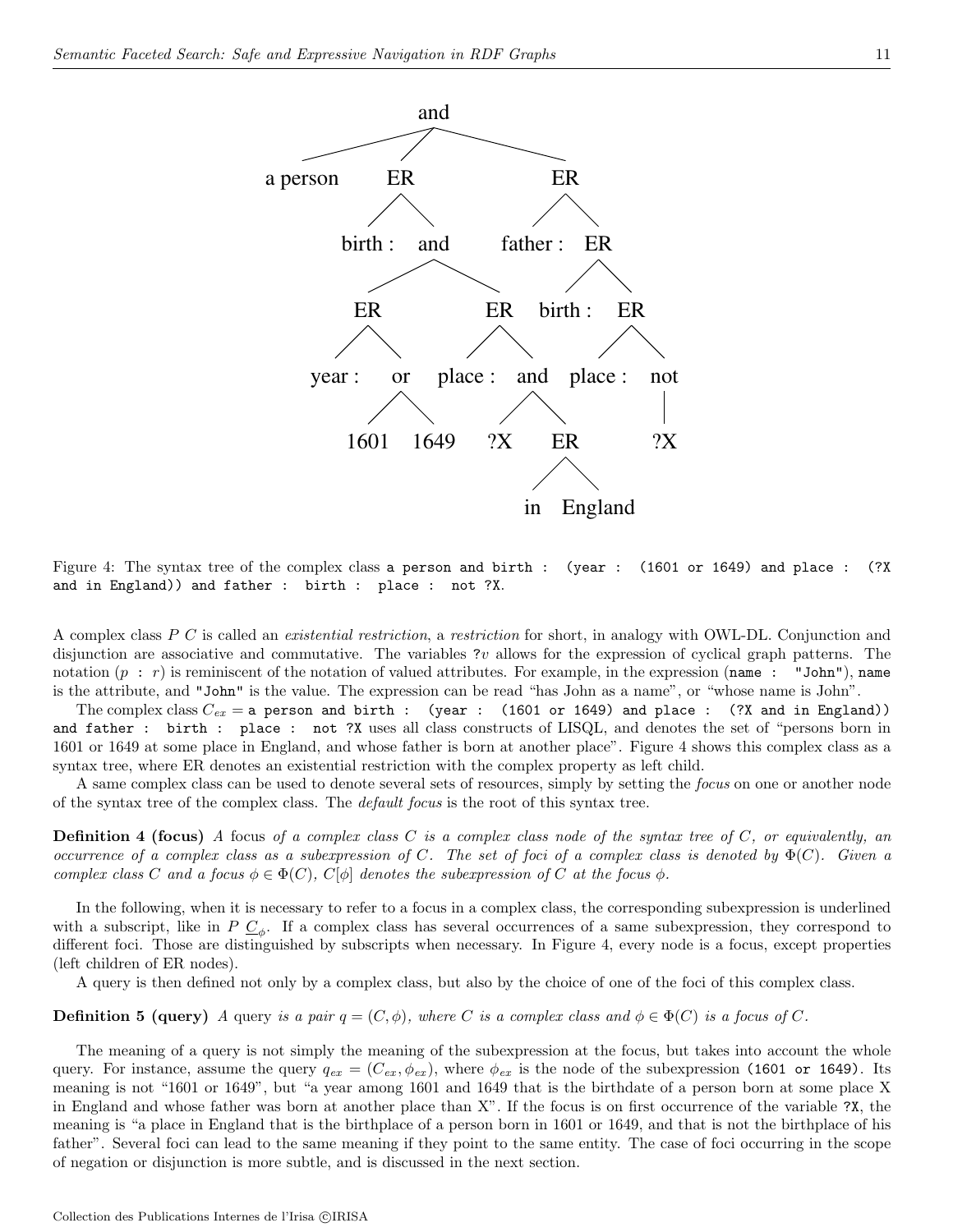Figure 4: The syntax tree of the complex class `a person and birth : (year : (1601 or 1649) and place : (?X and in England)) and father : birth : place : not ?X`.

A complex class $P\ C$ is called an *existential restriction*, a *restriction* for short, in analogy with OWL-DL. Conjunction and disjunction are associative and commutative. The variables $?v$ allows for the expression of cyclical graph patterns. The notation $(p\ :\ r)$ is reminiscent of the notation of valued attributes. For example, in the expression (`name : "John"`), `name` is the attribute, and `"John"` is the value. The expression can be read "has John as a name", or "whose name is John".

The complex class $C_{ex}$ = `a person and birth : (year : (1601 or 1649) and place : (?X and in England)) and father : birth : place : not ?X` uses all class constructs of LISQL, and denotes the set of "persons born in 1601 or 1649 at some place in England, and whose father is born at another place". Figure 4 shows this complex class as a syntax tree, where ER denotes an existential restriction with the complex property as left child.

A same complex class can be used to denote several sets of resources, simply by setting the *focus* on one or another node of the syntax tree of the complex class. The *default focus* is the root of this syntax tree.

**Definition 4 (focus)** *A* focus *of a complex class $C$ is a complex class node of the syntax tree of $C$, or equivalently, an occurrence of a complex class as a subexpression of $C$. The set of foci of a complex class is denoted by $\Phi(C)$. Given a complex class $C$ and a focus $\phi \in \Phi(C)$, $C[\phi]$ denotes the subexpression of $C$ at the focus $\phi$.*

In the following, when it is necessary to refer to a focus in a complex class, the corresponding subexpression is underlined with a subscript, like in $P\ \underline{C}_{\phi}$. If a complex class has several occurrences of a same subexpression, they correspond to different foci. Those are distinguished by subscripts when necessary. In Figure 4, every node is a focus, except properties (left children of ER nodes).

A query is then defined not only by a complex class, but also by the choice of one of the foci of this complex class.

**Definition 5 (query)** *A* query *is a pair $q = (C, \phi)$, where $C$ is a complex class and $\phi \in \Phi(C)$ is a focus of $C$.*

The meaning of a query is not simply the meaning of the subexpression at the focus, but takes into account the whole query. For instance, assume the query $q_{ex} = (C_{ex}, \phi_{ex})$, where $\phi_{ex}$ is the node of the subexpression `(1601 or 1649)`. Its meaning is not "1601 or 1649", but "a year among 1601 and 1649 that is the birthdate of a person born at some place X in England and whose father was born at another place than X". If the focus is on first occurrence of the variable `?X`, the meaning is "a place in England that is the birthplace of a person born in 1601 or 1649, and that is not the birthplace of his father". Several foci can lead to the same meaning if they point to the same entity. The case of foci occurring in the scope of negation or disjunction is more subtle, and is discussed in the next section.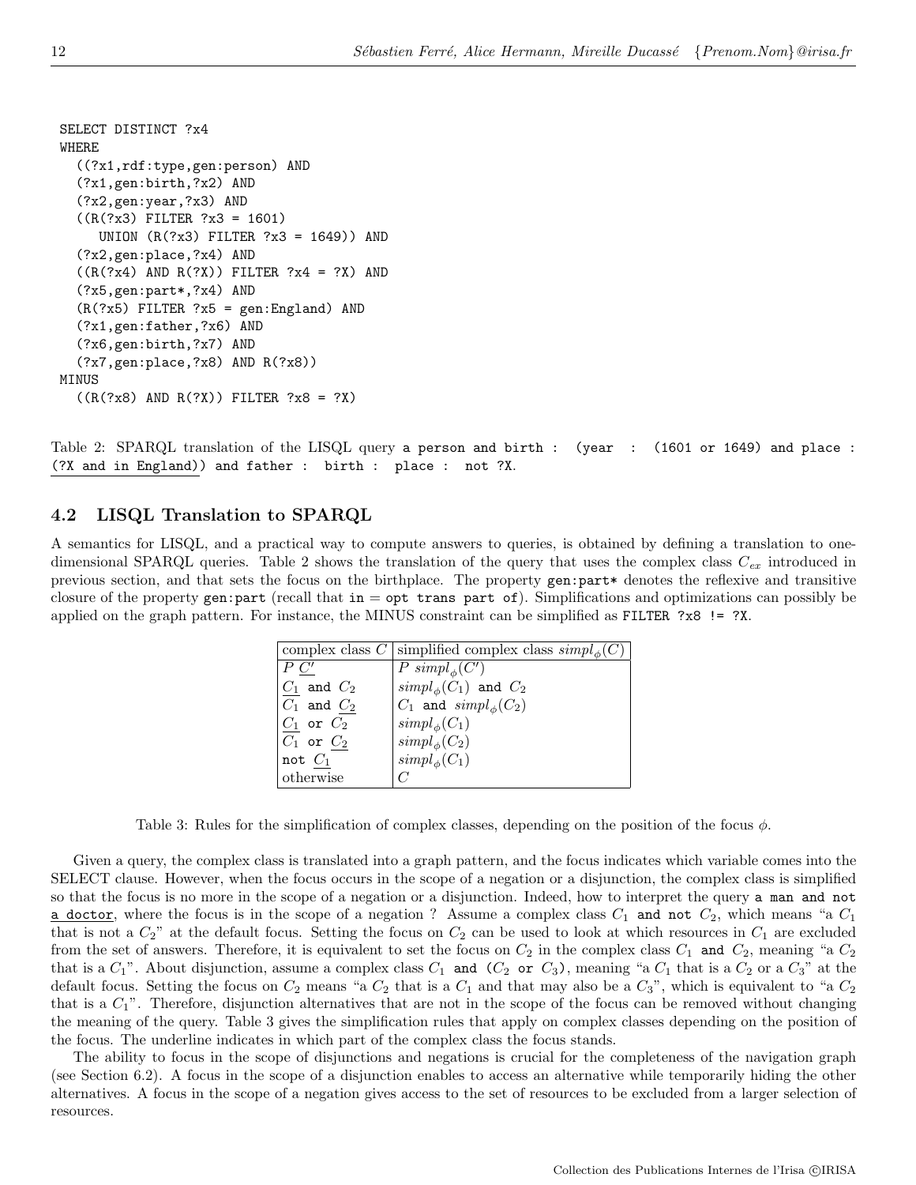```
SELECT DISTINCT ?x4
WHERE
  ((?x1,rdf:type,gen:person) AND
  (?x1,gen:birth,?x2) AND
  (?x2,gen:year,?x3) AND
  ((R(?x3) FILTER ?x3 = 1601)
     UNION (R(?x3) FILTER ?x3 = 1649)) AND
  (?x2,gen:place,?x4) AND
  ((R(?x4) AND R(?X)) FILTER ?x4 = ?X) AND
  (?x5,gen:part*,?x4) AND
  (R(?x5) FILTER ?x5 = gen:England) AND
  (?x1,gen:father,?x6) AND
  (?x6,gen:birth,?x7) AND
  (?x7,gen:place,?x8) AND R(?x8))
MINUS
  ((R(?x8) AND R(?X)) FILTER ?x8 = ?X)
```

Table 2: SPARQL translation of the LISQL query `a person and birth : (year : (1601 or 1649) and place : (?X and in England)) and father : birth : place : not ?X`.

## 4.2 LISQL Translation to SPARQL

A semantics for LISQL, and a practical way to compute answers to queries, is obtained by defining a translation to one-dimensional SPARQL queries. Table 2 shows the translation of the query that uses the complex class $C_{ex}$ introduced in previous section, and that sets the focus on the birthplace. The property `gen:part*` denotes the reflexive and transitive closure of the property `gen:part` (recall that `in` = `opt trans part of`). Simplifications and optimizations can possibly be applied on the graph pattern. For instance, the MINUS constraint can be simplified as `FILTER ?x8 != ?X`.

| complex class $C$ | simplified complex class $simpl_\phi(C)$ |
|---|---|
| $P\ \underline{C'}$ | $P\ simpl_\phi(C')$ |
| $\underline{C_1}$ and $C_2$ | $simpl_\phi(C_1)$ and $C_2$ |
| $C_1$ and $\underline{C_2}$ | $C_1$ and $simpl_\phi(C_2)$ |
| $\underline{C_1}$ or $C_2$ | $simpl_\phi(C_1)$ |
| $C_1$ or $\underline{C_2}$ | $simpl_\phi(C_2)$ |
| not $\underline{C_1}$ | $simpl_\phi(C_1)$ |
| otherwise | $C$ |

Table 3: Rules for the simplification of complex classes, depending on the position of the focus $\phi$.

Given a query, the complex class is translated into a graph pattern, and the focus indicates which variable comes into the SELECT clause. However, when the focus occurs in the scope of a negation or a disjunction, the complex class is simplified so that the focus is no more in the scope of a negation or a disjunction. Indeed, how to interpret the query `a man and not a doctor`, where the focus is in the scope of a negation ? Assume a complex class $C_1$ `and not` $C_2$, which means "a $C_1$ that is not a $C_2$" at the default focus. Setting the focus on $C_2$ can be used to look at which resources in $C_1$ are excluded from the set of answers. Therefore, it is equivalent to set the focus on $C_2$ in the complex class $C_1$ `and` $C_2$, meaning "a $C_2$ that is a $C_1$". About disjunction, assume a complex class $C_1$ `and` ($C_2$ `or` $C_3$), meaning "a $C_1$ that is a $C_2$ or a $C_3$" at the default focus. Setting the focus on $C_2$ means "a $C_2$ that is a $C_1$ and that may also be a $C_3$", which is equivalent to "a $C_2$ that is a $C_1$". Therefore, disjunction alternatives that are not in the scope of the focus can be removed without changing the meaning of the query. Table 3 gives the simplification rules that apply on complex classes depending on the position of the focus. The underline indicates in which part of the complex class the focus stands.

The ability to focus in the scope of disjunctions and negations is crucial for the completeness of the navigation graph (see Section 6.2). A focus in the scope of a disjunction enables to access an alternative while temporarily hiding the other alternatives. A focus in the scope of a negation gives access to the set of resources to be excluded from a larger selection of resources.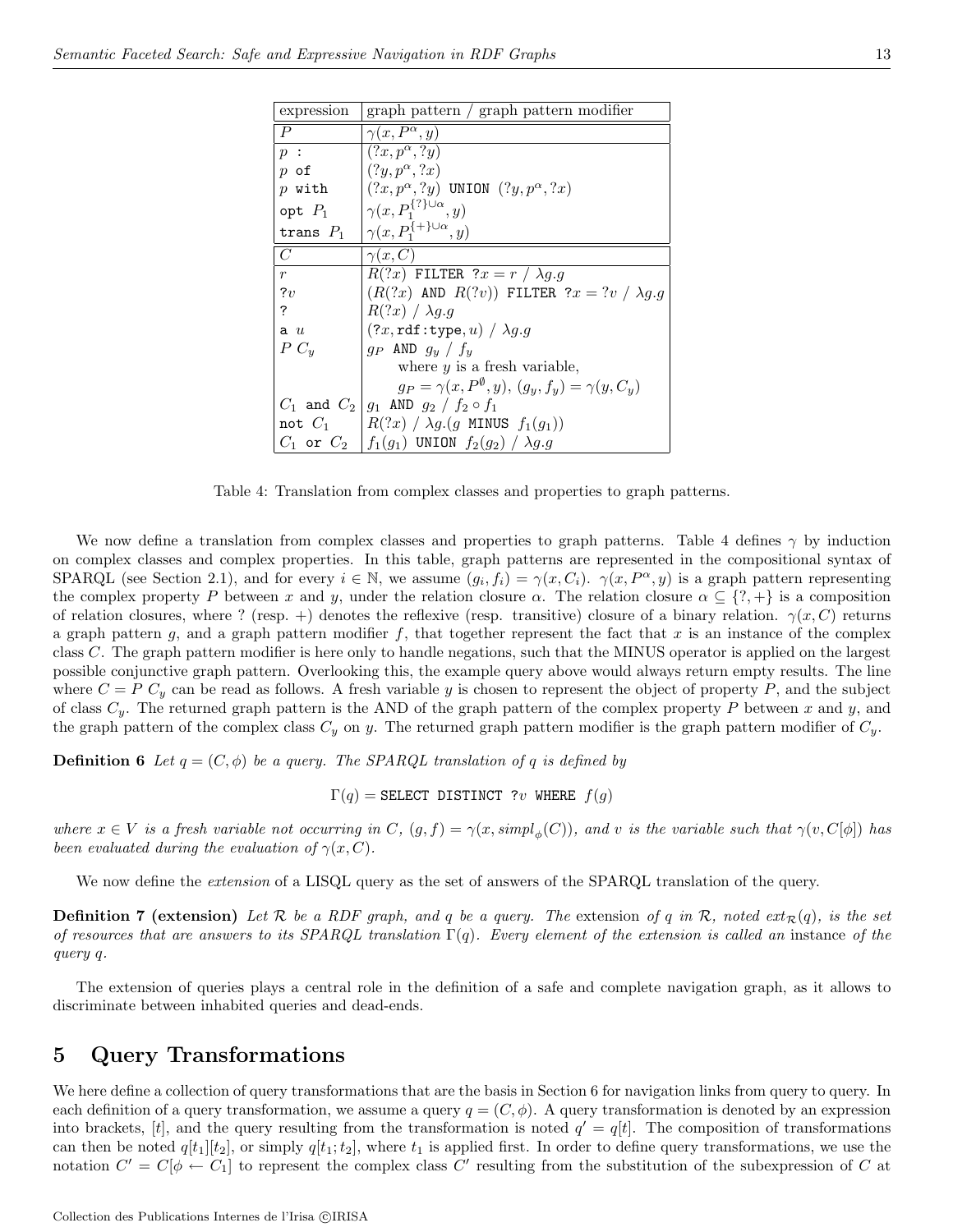| expression | graph pattern / graph pattern modifier |
|---|---|
| $P$ | $\gamma(x, P^\alpha, y)$ |
| $p$ `:` | $(?x, p^\alpha, ?y)$ |
| $p$ `of` | $(?y, p^\alpha, ?x)$ |
| $p$ `with` | $(?x, p^\alpha, ?y)$ `UNION` $(?y, p^\alpha, ?x)$ |
| `opt` $P_1$ | $\gamma(x, P_1^{\{?\}\cup\alpha}, y)$ |
| `trans` $P_1$ | $\gamma(x, P_1^{\{+\}\cup\alpha}, y)$ |
| $C$ | $\gamma(x, C)$ |
| $r$ | $R(?x)$ `FILTER` $?x = r$ / $\lambda g.g$ |
| $?v$ | $(R(?x)$ `AND` $R(?v))$ `FILTER` $?x = ?v$ / $\lambda g.g$ |
| `?` | $R(?x)$ / $\lambda g.g$ |
| `a` $u$ | $(?x,$ `rdf:type`$, u)$ / $\lambda g.g$ |
| $P\ C_y$ | $g_P$ `AND` $g_y$ / $f_y$ where $y$ is a fresh variable, $g_P = \gamma(x, P^\emptyset, y)$, $(g_y, f_y) = \gamma(y, C_y)$ |
| $C_1$ `and` $C_2$ | $g_1$ `AND` $g_2$ / $f_2 \circ f_1$ |
| `not` $C_1$ | $R(?x)$ / $\lambda g.(g$ `MINUS` $f_1(g_1))$ |
| $C_1$ `or` $C_2$ | $f_1(g_1)$ `UNION` $f_2(g_2)$ / $\lambda g.g$ |

Table 4: Translation from complex classes and properties to graph patterns.

We now define a translation from complex classes and properties to graph patterns. Table 4 defines $\gamma$ by induction on complex classes and complex properties. In this table, graph patterns are represented in the compositional syntax of SPARQL (see Section 2.1), and for every $i \in \mathbb{N}$, we assume $(g_i, f_i) = \gamma(x, C_i)$. $\gamma(x, P^\alpha, y)$ is a graph pattern representing the complex property $P$ between $x$ and $y$, under the relation closure $\alpha$. The relation closure $\alpha \subseteq \{?, +\}$ is a composition of relation closures, where ? (resp. +) denotes the reflexive (resp. transitive) closure of a binary relation. $\gamma(x, C)$ returns a graph pattern $g$, and a graph pattern modifier $f$, that together represent the fact that $x$ is an instance of the complex class $C$. The graph pattern modifier is here only to handle negations, such that the MINUS operator is applied on the largest possible conjunctive graph pattern. Overlooking this, the example query above would always return empty results. The line where $C = P\ C_y$ can be read as follows. A fresh variable $y$ is chosen to represent the object of property $P$, and the subject of class $C_y$. The returned graph pattern is the AND of the graph pattern of the complex property $P$ between $x$ and $y$, and the graph pattern of the complex class $C_y$ on $y$. The returned graph pattern modifier is the graph pattern modifier of $C_y$.

**Definition 6** *Let $q = (C, \phi)$ be a query. The SPARQL translation of $q$ is defined by*

$$\Gamma(q) = \texttt{SELECT DISTINCT } ?v \texttt{ WHERE } f(g)$$

*where $x \in V$ is a fresh variable not occurring in $C$, $(g, f) = \gamma(x, simpl_\phi(C))$, and $v$ is the variable such that $\gamma(v, C[\phi])$ has been evaluated during the evaluation of $\gamma(x, C)$.*

We now define the *extension* of a LISQL query as the set of answers of the SPARQL translation of the query.

**Definition 7 (extension)** *Let $\mathcal{R}$ be a RDF graph, and $q$ be a query. The* extension *of $q$ in $\mathcal{R}$, noted $ext_{\mathcal{R}}(q)$, is the set of resources that are answers to its SPARQL translation $\Gamma(q)$. Every element of the extension is called an* instance *of the query $q$.*

The extension of queries plays a central role in the definition of a safe and complete navigation graph, as it allows to discriminate between inhabited queries and dead-ends.

# 5 Query Transformations

We here define a collection of query transformations that are the basis in Section 6 for navigation links from query to query. In each definition of a query transformation, we assume a query $q = (C, \phi)$. A query transformation is denoted by an expression into brackets, $[t]$, and the query resulting from the transformation is noted $q' = q[t]$. The composition of transformations can then be noted $q[t_1][t_2]$, or simply $q[t_1; t_2]$, where $t_1$ is applied first. In order to define query transformations, we use the notation $C' = C[\phi \leftarrow C_1]$ to represent the complex class $C'$ resulting from the substitution of the subexpression of $C$ at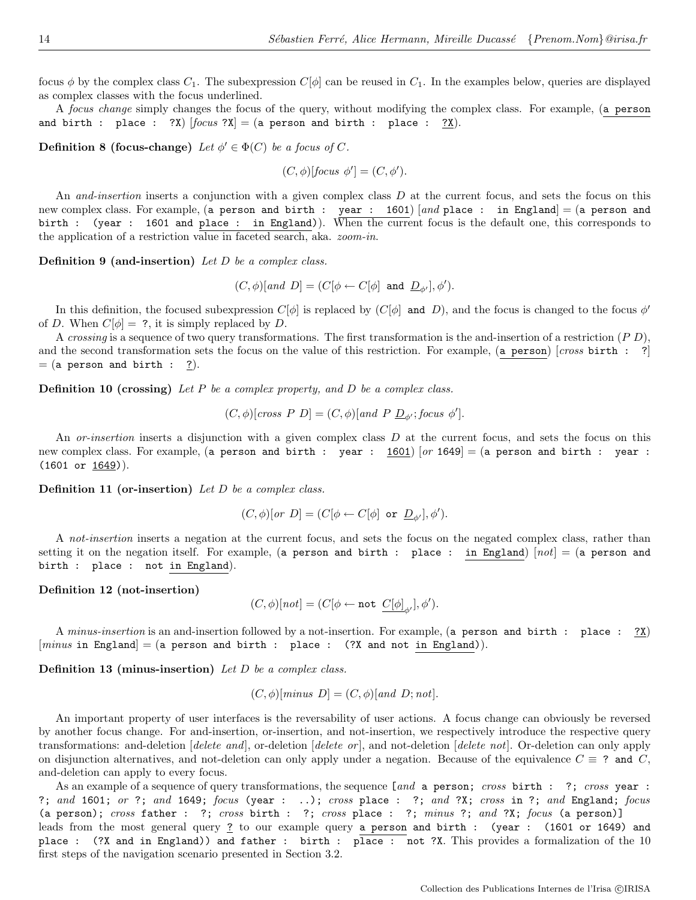focus $\phi$ by the complex class $C_1$. The subexpression $C[\phi]$ can be reused in $C_1$. In the examples below, queries are displayed as complex classes with the focus underlined.

A *focus change* simply changes the focus of the query, without modifying the complex class. For example, (`a person and birth : place : ?X`) [*focus* `?X`] = (`a person and birth : place : ?X`).

**Definition 8 (focus-change)** *Let $\phi' \in \Phi(C)$ be a focus of $C$.*

$$(C, \phi)[focus\ \phi'] = (C, \phi').$$

An *and-insertion* inserts a conjunction with a given complex class $D$ at the current focus, and sets the focus on this new complex class. For example, (`a person and birth : year : 1601`) [*and* `place : in England`] = (`a person and birth : (year : 1601 and place : in England)`). When the current focus is the default one, this corresponds to the application of a restriction value in faceted search, aka. *zoom-in*.

**Definition 9 (and-insertion)** *Let $D$ be a complex class.*

$$(C, \phi)[and\ D] = (C[\phi \leftarrow C[\phi]\ \texttt{and}\ \underline{D}_{\phi'}], \phi').$$

In this definition, the focused subexpression $C[\phi]$ is replaced by ($C[\phi]$ `and` $D$), and the focus is changed to the focus $\phi'$ of $D$. When $C[\phi] =$ `?`, it is simply replaced by $D$.

A *crossing* is a sequence of two query transformations. The first transformation is the and-insertion of a restriction ($P$ $D$), and the second transformation sets the focus on the value of this restriction. For example, (`a person`) [*cross* `birth : ?`] = (`a person and birth : ?`).

**Definition 10 (crossing)** *Let $P$ be a complex property, and $D$ be a complex class.*

$$(C, \phi)[cross\ P\ D] = (C, \phi)[and\ P\ \underline{D}_{\phi'}; focus\ \phi'].$$

An *or-insertion* inserts a disjunction with a given complex class $D$ at the current focus, and sets the focus on this new complex class. For example, (`a person and birth : year : 1601`) [*or* `1649`] = (`a person and birth : year : (1601 or 1649)`).

**Definition 11 (or-insertion)** *Let $D$ be a complex class.*

$$(C, \phi)[or\ D] = (C[\phi \leftarrow C[\phi]\ \texttt{or}\ \underline{D}_{\phi'}], \phi').$$

A *not-insertion* inserts a negation at the current focus, and sets the focus on the negated complex class, rather than setting it on the negation itself. For example, (`a person and birth : place : in England`) [*not*] = (`a person and birth : place : not in England`).

**Definition 12 (not-insertion)**

$$(C, \phi)[not] = (C[\phi \leftarrow \texttt{not}\ \underline{C[\phi]}_{\phi'}], \phi').$$

A *minus-insertion* is an and-insertion followed by a not-insertion. For example, (`a person and birth : place : ?X`) [*minus* `in England`] = (`a person and birth : place : (?X and not in England)`).

**Definition 13 (minus-insertion)** *Let $D$ be a complex class.*

$$(C, \phi)[minus\ D] = (C, \phi)[and\ D; not].$$

An important property of user interfaces is the reversability of user actions. A focus change can obviously be reversed by another focus change. For and-insertion, or-insertion, and not-insertion, we respectively introduce the respective query transformations: and-deletion [*delete and*], or-deletion [*delete or*], and not-deletion [*delete not*]. Or-deletion can only apply on disjunction alternatives, and not-deletion can only apply under a negation. Because of the equivalence $C \equiv$ `? and` $C$, and-deletion can apply to every focus.

As an example of a sequence of query transformations, the sequence [*and* `a person`; *cross* `birth : ?`; *cross* `year : ?`; *and* `1601`; *or* `?`; *and* `1649`; *focus* (`year : ..`); *cross* `place : ?`; *and* `?X`; *cross* `in ?`; *and* `England`; *focus* (`a person`); *cross* `father : ?`; *cross* `birth : ?`; *cross* `place : ?`; *minus* `?`; *and* `?X`; *focus* (`a person`)] leads from the most general query `?` to our example query `a person and birth : (year : (1601 or 1649) and place : (?X and in England)) and father : birth : place : not ?X`. This provides a formalization of the 10 first steps of the navigation scenario presented in Section 3.2.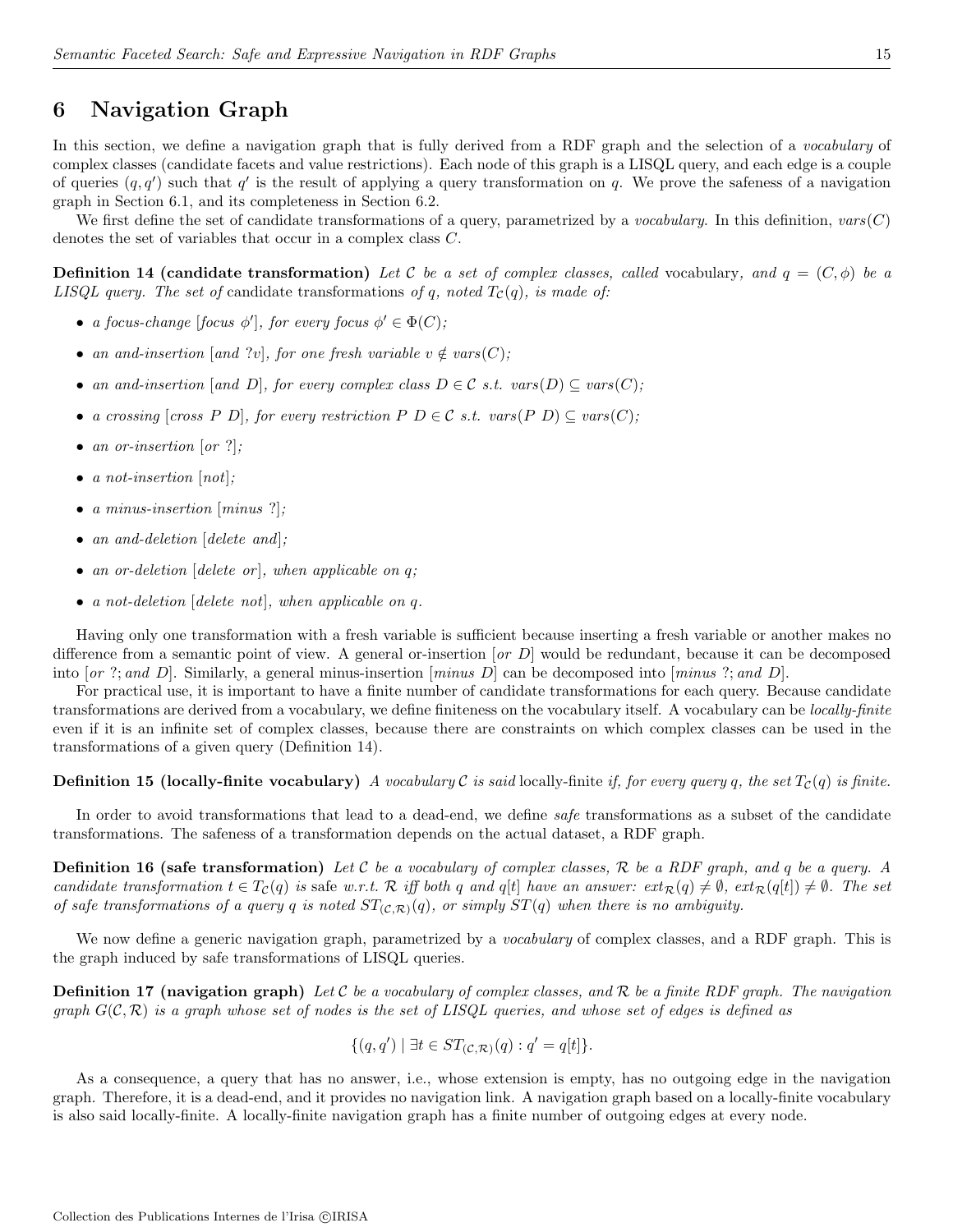# 6 Navigation Graph

In this section, we define a navigation graph that is fully derived from a RDF graph and the selection of a *vocabulary* of complex classes (candidate facets and value restrictions). Each node of this graph is a LISQL query, and each edge is a couple of queries $(q, q')$ such that $q'$ is the result of applying a query transformation on $q$. We prove the safeness of a navigation graph in Section 6.1, and its completeness in Section 6.2.

We first define the set of candidate transformations of a query, parametrized by a *vocabulary*. In this definition, $vars(C)$ denotes the set of variables that occur in a complex class $C$.

**Definition 14 (candidate transformation)** *Let $\mathcal{C}$ be a set of complex classes, called* vocabulary*, and $q = (C, \phi)$ be a LISQL query. The set of* candidate transformations *of $q$, noted $T_{\mathcal{C}}(q)$, is made of:*

- *a focus-change [focus $\phi'$], for every focus $\phi' \in \Phi(C)$;*
- *an and-insertion [and ?$v$], for one fresh variable $v \notin vars(C)$;*
- *an and-insertion [and $D$], for every complex class $D \in \mathcal{C}$ s.t. $vars(D) \subseteq vars(C)$;*
- *a crossing [cross $P$ $D$], for every restriction $P$ $D \in \mathcal{C}$ s.t. $vars(P\ D) \subseteq vars(C)$;*
- *an or-insertion [or ?];*
- *a not-insertion [not];*
- *a minus-insertion [minus ?];*
- *an and-deletion [delete and];*
- *an or-deletion [delete or], when applicable on $q$;*
- *a not-deletion [delete not], when applicable on $q$.*

Having only one transformation with a fresh variable is sufficient because inserting a fresh variable or another makes no difference from a semantic point of view. A general or-insertion [*or D*] would be redundant, because it can be decomposed into [*or ?; and D*]. Similarly, a general minus-insertion [*minus D*] can be decomposed into [*minus ?; and D*].

For practical use, it is important to have a finite number of candidate transformations for each query. Because candidate transformations are derived from a vocabulary, we define finiteness on the vocabulary itself. A vocabulary can be *locally-finite* even if it is an infinite set of complex classes, because there are constraints on which complex classes can be used in the transformations of a given query (Definition 14).

**Definition 15 (locally-finite vocabulary)** *A vocabulary $\mathcal{C}$ is said* locally-finite *if, for every query $q$, the set $T_{\mathcal{C}}(q)$ is finite.*

In order to avoid transformations that lead to a dead-end, we define *safe* transformations as a subset of the candidate transformations. The safeness of a transformation depends on the actual dataset, a RDF graph.

**Definition 16 (safe transformation)** *Let $\mathcal{C}$ be a vocabulary of complex classes, $\mathcal{R}$ be a RDF graph, and $q$ be a query. A candidate transformation $t \in T_{\mathcal{C}}(q)$ is* safe *w.r.t. $\mathcal{R}$ iff both $q$ and $q[t]$ have an answer: $ext_{\mathcal{R}}(q) \neq \emptyset$, $ext_{\mathcal{R}}(q[t]) \neq \emptyset$. The set of safe transformations of a query $q$ is noted $ST_{(\mathcal{C},\mathcal{R})}(q)$, or simply $ST(q)$ when there is no ambiguity.*

We now define a generic navigation graph, parametrized by a *vocabulary* of complex classes, and a RDF graph. This is the graph induced by safe transformations of LISQL queries.

**Definition 17 (navigation graph)** *Let $\mathcal{C}$ be a vocabulary of complex classes, and $\mathcal{R}$ be a finite RDF graph. The navigation graph $G(\mathcal{C}, \mathcal{R})$ is a graph whose set of nodes is the set of LISQL queries, and whose set of edges is defined as*

$$\{(q, q') \mid \exists t \in ST_{(\mathcal{C},\mathcal{R})}(q) : q' = q[t]\}.$$

As a consequence, a query that has no answer, i.e., whose extension is empty, has no outgoing edge in the navigation graph. Therefore, it is a dead-end, and it provides no navigation link. A navigation graph based on a locally-finite vocabulary is also said locally-finite. A locally-finite navigation graph has a finite number of outgoing edges at every node.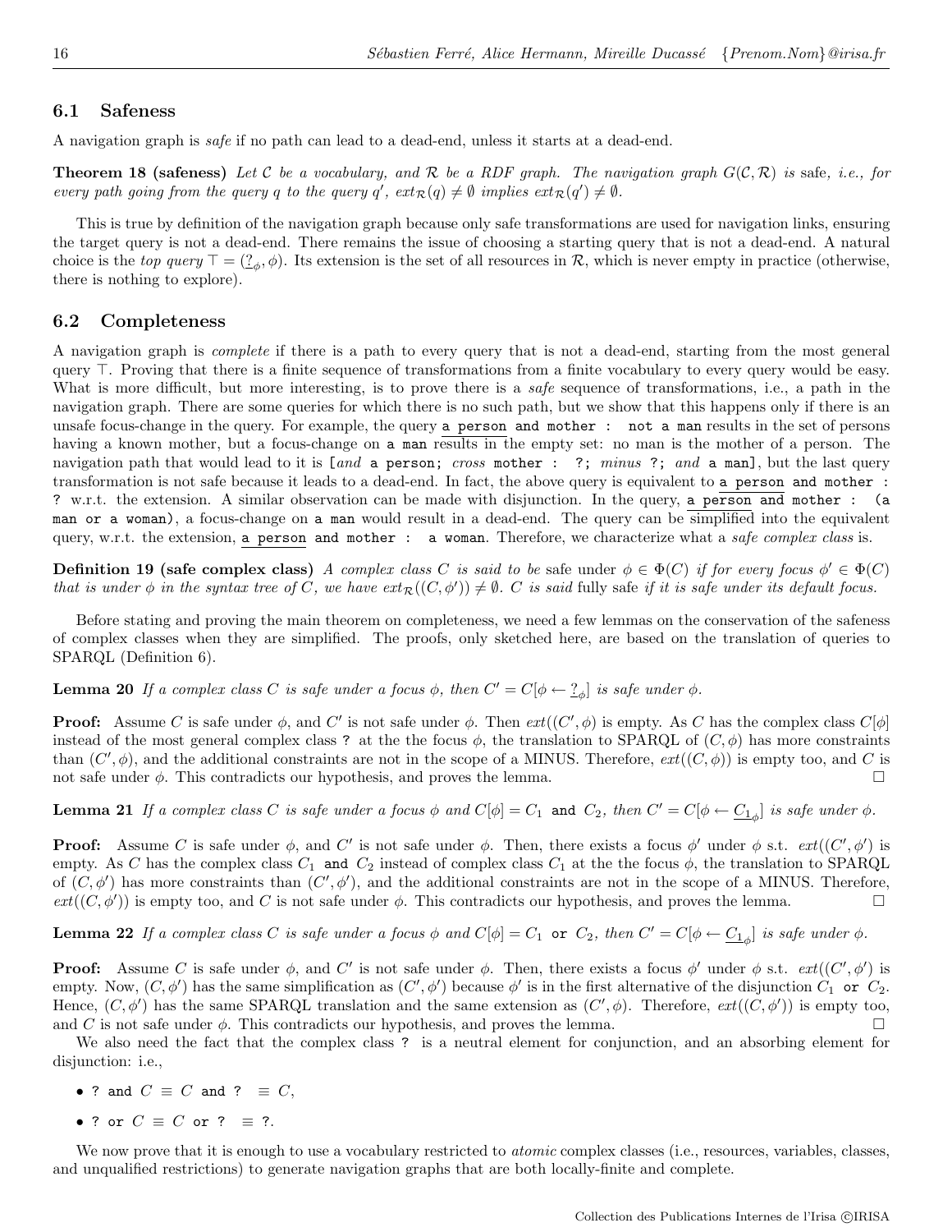## 6.1 Safeness

A navigation graph is *safe* if no path can lead to a dead-end, unless it starts at a dead-end.

**Theorem 18 (safeness)** *Let $\mathcal{C}$ be a vocabulary, and $\mathcal{R}$ be a RDF graph. The navigation graph $G(\mathcal{C}, \mathcal{R})$ is* safe*, i.e., for every path going from the query $q$ to the query $q'$, $ext_{\mathcal{R}}(q) \neq \emptyset$ implies $ext_{\mathcal{R}}(q') \neq \emptyset$.*

This is true by definition of the navigation graph because only safe transformations are used for navigation links, ensuring the target query is not a dead-end. There remains the issue of choosing a starting query that is not a dead-end. A natural choice is the *top query* $\top = (\underline{?}_\phi, \phi)$. Its extension is the set of all resources in $\mathcal{R}$, which is never empty in practice (otherwise, there is nothing to explore).

## 6.2 Completeness

A navigation graph is *complete* if there is a path to every query that is not a dead-end, starting from the most general query $\top$. Proving that there is a finite sequence of transformations from a finite vocabulary to every query would be easy. What is more difficult, but more interesting, is to prove there is a *safe* sequence of transformations, i.e., a path in the navigation graph. There are some queries for which there is no such path, but we show that this happens only if there is an unsafe focus-change in the query. For example, the query `a person and mother : not a man` results in the set of persons having a known mother, but a focus-change on `a man` results in the empty set: no man is the mother of a person. The navigation path that would lead to it is [*and* `a person`; *cross* `mother : ?`; *minus* `?`; *and* `a man`], but the last query transformation is not safe because it leads to a dead-end. In fact, the above query is equivalent to `a person and mother : ?` w.r.t. the extension. A similar observation can be made with disjunction. In the query, `a person and mother : (a man or a woman)`, a focus-change on `a man` would result in a dead-end. The query can be simplified into the equivalent query, w.r.t. the extension, `a person and mother : a woman`. Therefore, we characterize what a *safe complex class* is.

**Definition 19 (safe complex class)** *A complex class $C$ is said to be* safe *under $\phi \in \Phi(C)$ if for every focus $\phi' \in \Phi(C)$ that is under $\phi$ in the syntax tree of $C$, we have $ext_{\mathcal{R}}((C, \phi')) \neq \emptyset$. $C$ is said* fully safe *if it is safe under its default focus.*

Before stating and proving the main theorem on completeness, we need a few lemmas on the conservation of the safeness of complex classes when they are simplified. The proofs, only sketched here, are based on the translation of queries to SPARQL (Definition 6).

**Lemma 20** *If a complex class $C$ is safe under a focus $\phi$, then $C' = C[\phi \leftarrow \underline{?}_\phi]$ is safe under $\phi$.*

**Proof:** Assume $C$ is safe under $\phi$, and $C'$ is not safe under $\phi$. Then $ext((C', \phi)$ is empty. As $C$ has the complex class $C[\phi]$ instead of the most general complex class `?` at the the focus $\phi$, the translation to SPARQL of $(C, \phi)$ has more constraints than $(C', \phi)$, and the additional constraints are not in the scope of a MINUS. Therefore, $ext((C, \phi))$ is empty too, and $C$ is not safe under $\phi$. This contradicts our hypothesis, and proves the lemma. □

**Lemma 21** *If a complex class $C$ is safe under a focus $\phi$ and $C[\phi] = C_1$ `and` $C_2$, then $C' = C[\phi \leftarrow \underline{C_1}_\phi]$ is safe under $\phi$.*

**Proof:** Assume $C$ is safe under $\phi$, and $C'$ is not safe under $\phi$. Then, there exists a focus $\phi'$ under $\phi$ s.t. $ext((C', \phi')$ is empty. As $C$ has the complex class $C_1$ `and` $C_2$ instead of complex class $C_1$ at the the focus $\phi$, the translation to SPARQL of $(C, \phi')$ has more constraints than $(C', \phi')$, and the additional constraints are not in the scope of a MINUS. Therefore, $ext((C, \phi'))$ is empty too, and $C$ is not safe under $\phi$. This contradicts our hypothesis, and proves the lemma. □

**Lemma 22** *If a complex class $C$ is safe under a focus $\phi$ and $C[\phi] = C_1$ `or` $C_2$, then $C' = C[\phi \leftarrow \underline{C_1}_\phi]$ is safe under $\phi$.*

**Proof:** Assume $C$ is safe under $\phi$, and $C'$ is not safe under $\phi$. Then, there exists a focus $\phi'$ under $\phi$ s.t. $ext((C', \phi')$ is empty. Now, $(C, \phi')$ has the same simplification as $(C', \phi')$ because $\phi'$ is in the first alternative of the disjunction $C_1$ `or` $C_2$. Hence, $(C, \phi')$ has the same SPARQL translation and the same extension as $(C', \phi)$. Therefore, $ext((C, \phi'))$ is empty too, and $C$ is not safe under $\phi$. This contradicts our hypothesis, and proves the lemma. □

We also need the fact that the complex class `?` is a neutral element for conjunction, and an absorbing element for disjunction: i.e.,

- `?` `and` $C \equiv C$ `and` `?` $\equiv C$,
- `?` `or` $C \equiv C$ `or` `?` $\equiv$ `?`.

We now prove that it is enough to use a vocabulary restricted to *atomic* complex classes (i.e., resources, variables, classes, and unqualified restrictions) to generate navigation graphs that are both locally-finite and complete.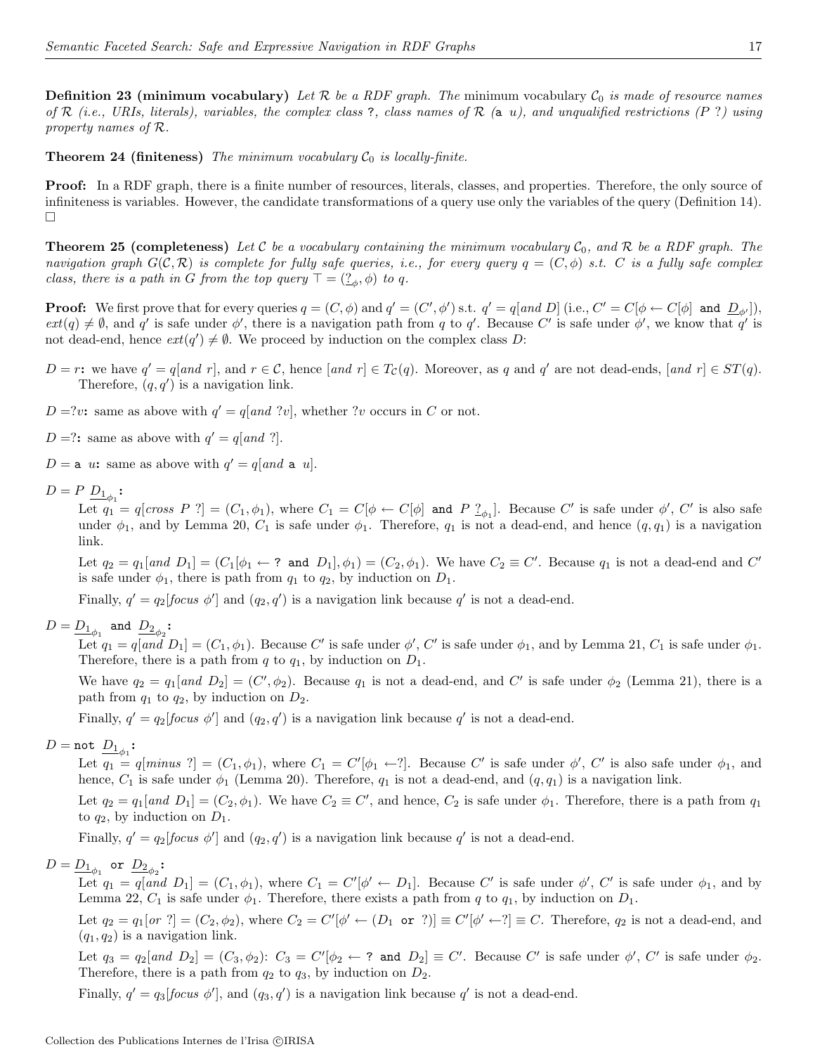**Definition 23 (minimum vocabulary)** *Let $\mathcal{R}$ be a RDF graph. The* minimum vocabulary $\mathcal{C}_0$ *is made of resource names of $\mathcal{R}$ (i.e., URIs, literals), variables, the complex class* `?`*, class names of $\mathcal{R}$ (*`a` *u), and unqualified restrictions (P ?) using property names of $\mathcal{R}$.*

**Theorem 24 (finiteness)** *The minimum vocabulary $\mathcal{C}_0$ is locally-finite.*

**Proof:** In a RDF graph, there is a finite number of resources, literals, classes, and properties. Therefore, the only source of infiniteness is variables. However, the candidate transformations of a query use only the variables of the query (Definition 14). □

**Theorem 25 (completeness)** *Let $\mathcal{C}$ be a vocabulary containing the minimum vocabulary $\mathcal{C}_0$, and $\mathcal{R}$ be a RDF graph. The navigation graph $G(\mathcal{C}, \mathcal{R})$ is complete for fully safe queries, i.e., for every query $q = (C, \phi)$ s.t. $C$ is a fully safe complex class, there is a path in $G$ from the top query $\top = (\underline{?}_\phi, \phi)$ to $q$.*

**Proof:** We first prove that for every queries $q = (C, \phi)$ and $q' = (C', \phi')$ s.t. $q' = q[and\ D]$ (i.e., $C' = C[\phi \leftarrow C[\phi]\ \texttt{and}\ \underline{D}_{\phi'}]$), $ext(q) \neq \emptyset$, and $q'$ is safe under $\phi'$, there is a navigation path from $q$ to $q'$. Because $C'$ is safe under $\phi'$, we know that $q'$ is not dead-end, hence $ext(q') \neq \emptyset$. We proceed by induction on the complex class $D$:

$D = r$**:** we have $q' = q[and\ r]$, and $r \in \mathcal{C}$, hence $[and\ r] \in T_{\mathcal{C}}(q)$. Moreover, as $q$ and $q'$ are not dead-ends, $[and\ r] \in ST(q)$. Therefore, $(q, q')$ is a navigation link.

$D =?v$**:** same as above with $q' = q[and\ ?v]$, whether $?v$ occurs in $C$ or not.

$D =?$**:** same as above with $q' = q[and\ ?]$.

$D = \texttt{a}\ u$**:** same as above with $q' = q[and\ \texttt{a}\ u]$.

$D = P\ \underline{D_1}_{\phi_1}$**:**

Let $q_1 = q[cross\ P\ ?] = (C_1, \phi_1)$, where $C_1 = C[\phi \leftarrow C[\phi]\ \texttt{and}\ P\ \underline{?}_{\phi_1}]$. Because $C'$ is safe under $\phi'$, $C'$ is also safe under $\phi_1$, and by Lemma 20, $C_1$ is safe under $\phi_1$. Therefore, $q_1$ is not a dead-end, and hence $(q, q_1)$ is a navigation link.

Let $q_2 = q_1[and\ D_1] = (C_1[\phi_1 \leftarrow \texttt{?}\ \texttt{and}\ D_1], \phi_1) = (C_2, \phi_1)$. We have $C_2 \equiv C'$. Because $q_1$ is not a dead-end and $C'$ is safe under $\phi_1$, there is path from $q_1$ to $q_2$, by induction on $D_1$.

Finally, $q' = q_2[focus\ \phi']$ and $(q_2, q')$ is a navigation link because $q'$ is not a dead-end.

$D = \underline{D_1}_{\phi_1}\ \texttt{and}\ \underline{D_2}_{\phi_2}$**:**

Let $q_1 = q[and\ D_1] = (C_1, \phi_1)$. Because $C'$ is safe under $\phi'$, $C'$ is safe under $\phi_1$, and by Lemma 21, $C_1$ is safe under $\phi_1$. Therefore, there is a path from $q$ to $q_1$, by induction on $D_1$.

We have $q_2 = q_1[and\ D_2] = (C', \phi_2)$. Because $q_1$ is not a dead-end, and $C'$ is safe under $\phi_2$ (Lemma 21), there is a path from $q_1$ to $q_2$, by induction on $D_2$.

Finally, $q' = q_2[focus\ \phi']$ and $(q_2, q')$ is a navigation link because $q'$ is not a dead-end.

$D = \texttt{not}\ \underline{D_1}_{\phi_1}$**:**

Let $q_1 = q[minus\ ?] = (C_1, \phi_1)$, where $C_1 = C'[\phi_1 \leftarrow ?]$. Because $C'$ is safe under $\phi'$, $C'$ is also safe under $\phi_1$, and hence, $C_1$ is safe under $\phi_1$ (Lemma 20). Therefore, $q_1$ is not a dead-end, and $(q, q_1)$ is a navigation link.

Let $q_2 = q_1[and\ D_1] = (C_2, \phi_1)$. We have $C_2 \equiv C'$, and hence, $C_2$ is safe under $\phi_1$. Therefore, there is a path from $q_1$ to $q_2$, by induction on $D_1$.

Finally, $q' = q_2[focus\ \phi']$ and $(q_2, q')$ is a navigation link because $q'$ is not a dead-end.

$D = \underline{D_1}_{\phi_1}\ \texttt{or}\ \underline{D_2}_{\phi_2}$**:**

Let $q_1 = q[and\ D_1] = (C_1, \phi_1)$, where $C_1 = C'[\phi' \leftarrow D_1]$. Because $C'$ is safe under $\phi'$, $C'$ is safe under $\phi_1$, and by Lemma 22, $C_1$ is safe under $\phi_1$. Therefore, there exists a path from $q$ to $q_1$, by induction on $D_1$.

Let $q_2 = q_1[or\ ?] = (C_2, \phi_2)$, where $C_2 = C'[\phi' \leftarrow (D_1\ \texttt{or}\ ?)] \equiv C'[\phi' \leftarrow ?] \equiv C$. Therefore, $q_2$ is not a dead-end, and $(q_1, q_2)$ is a navigation link.

Let $q_3 = q_2[and\ D_2] = (C_3, \phi_2)$: $C_3 = C'[\phi_2 \leftarrow \texttt{?}\ \texttt{and}\ D_2] \equiv C'$. Because $C'$ is safe under $\phi'$, $C'$ is safe under $\phi_2$. Therefore, there is a path from $q_2$ to $q_3$, by induction on $D_2$.

Finally, $q' = q_3[focus\ \phi']$, and $(q_3, q')$ is a navigation link because $q'$ is not a dead-end.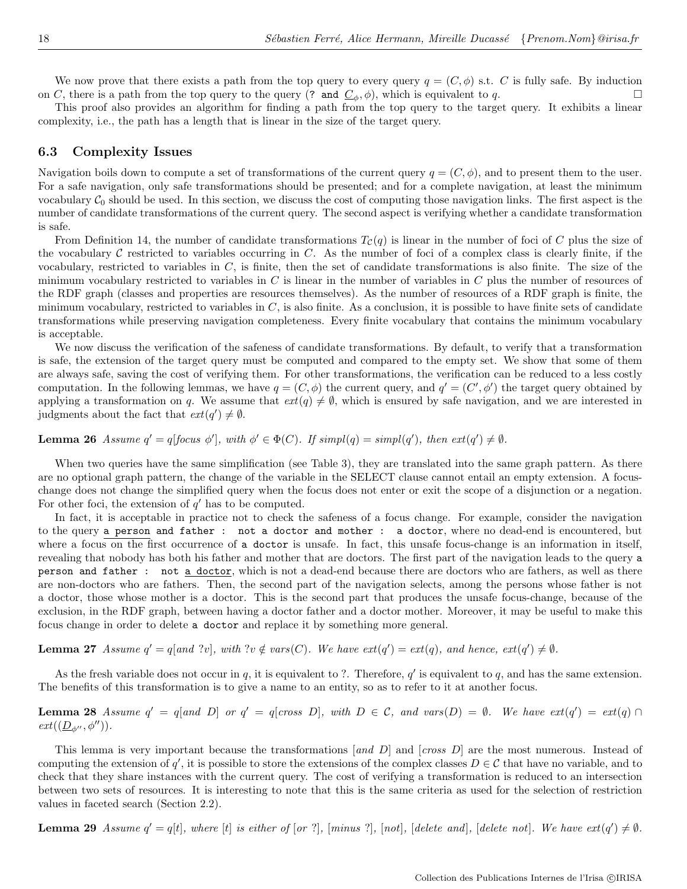We now prove that there exists a path from the top query to every query $q = (C, \phi)$ s.t. $C$ is fully safe. By induction on $C$, there is a path from the top query to the query (`? and` $\underline{C}_\phi, \phi$), which is equivalent to $q$. □

This proof also provides an algorithm for finding a path from the top query to the target query. It exhibits a linear complexity, i.e., the path has a length that is linear in the size of the target query.

### 6.3 Complexity Issues

Navigation boils down to compute a set of transformations of the current query $q = (C, \phi)$, and to present them to the user. For a safe navigation, only safe transformations should be presented; and for a complete navigation, at least the minimum vocabulary $\mathcal{C}_0$ should be used. In this section, we discuss the cost of computing those navigation links. The first aspect is the number of candidate transformations of the current query. The second aspect is verifying whether a candidate transformation is safe.

From Definition 14, the number of candidate transformations $T_\mathcal{C}(q)$ is linear in the number of foci of $C$ plus the size of the vocabulary $\mathcal{C}$ restricted to variables occurring in $C$. As the number of foci of a complex class is clearly finite, if the vocabulary, restricted to variables in $C$, is finite, then the set of candidate transformations is also finite. The size of the minimum vocabulary restricted to variables in $C$ is linear in the number of variables in $C$ plus the number of resources of the RDF graph (classes and properties are resources themselves). As the number of resources of a RDF graph is finite, the minimum vocabulary, restricted to variables in $C$, is also finite. As a conclusion, it is possible to have finite sets of candidate transformations while preserving navigation completeness. Every finite vocabulary that contains the minimum vocabulary is acceptable.

We now discuss the verification of the safeness of candidate transformations. By default, to verify that a transformation is safe, the extension of the target query must be computed and compared to the empty set. We show that some of them are always safe, saving the cost of verifying them. For other transformations, the verification can be reduced to a less costly computation. In the following lemmas, we have $q = (C, \phi)$ the current query, and $q' = (C', \phi')$ the target query obtained by applying a transformation on $q$. We assume that $ext(q) \neq \emptyset$, which is ensured by safe navigation, and we are interested in judgments about the fact that $ext(q') \neq \emptyset$.

**Lemma 26** *Assume $q' = q[focus\ \phi']$, with $\phi' \in \Phi(C)$. If $simpl(q) = simpl(q')$, then $ext(q') \neq \emptyset$.*

When two queries have the same simplification (see Table 3), they are translated into the same graph pattern. As there are no optional graph pattern, the change of the variable in the SELECT clause cannot entail an empty extension. A focus-change does not change the simplified query when the focus does not enter or exit the scope of a disjunction or a negation. For other foci, the extension of $q'$ has to be computed.

In fact, it is acceptable in practice not to check the safeness of a focus change. For example, consider the navigation to the query `a person and father : not a doctor and mother : a doctor`, where no dead-end is encountered, but where a focus on the first occurrence of `a doctor` is unsafe. In fact, this unsafe focus-change is an information in itself, revealing that nobody has both his father and mother that are doctors. The first part of the navigation leads to the query `a person and father : not a doctor`, which is not a dead-end because there are doctors who are fathers, as well as there are non-doctors who are fathers. Then, the second part of the navigation selects, among the persons whose father is not a doctor, those whose mother is a doctor. This is the second part that produces the unsafe focus-change, because of the exclusion, in the RDF graph, between having a doctor father and a doctor mother. Moreover, it may be useful to make this focus change in order to delete `a doctor` and replace it by something more general.

**Lemma 27** *Assume $q' = q[and\ ?v]$, with $?v \notin vars(C)$. We have $ext(q') = ext(q)$, and hence, $ext(q') \neq \emptyset$.*

As the fresh variable does not occur in $q$, it is equivalent to ?. Therefore, $q'$ is equivalent to $q$, and has the same extension. The benefits of this transformation is to give a name to an entity, so as to refer to it at another focus.

**Lemma 28** *Assume $q' = q[and\ D]$ or $q' = q[cross\ D]$, with $D \in \mathcal{C}$, and $vars(D) = \emptyset$. We have $ext(q') = ext(q) \cap ext((\underline{D}_{\phi''}, \phi''))$.*

This lemma is very important because the transformations $[and\ D]$ and $[cross\ D]$ are the most numerous. Instead of computing the extension of $q'$, it is possible to store the extensions of the complex classes $D \in \mathcal{C}$ that have no variable, and to check that they share instances with the current query. The cost of verifying a transformation is reduced to an intersection between two sets of resources. It is interesting to note that this is the same criteria as used for the selection of restriction values in faceted search (Section 2.2).

**Lemma 29** *Assume $q' = q[t]$, where $[t]$ is either of $[or\ ?]$, $[minus\ ?]$, $[not]$, $[delete\ and]$, $[delete\ not]$. We have $ext(q') \neq \emptyset$.*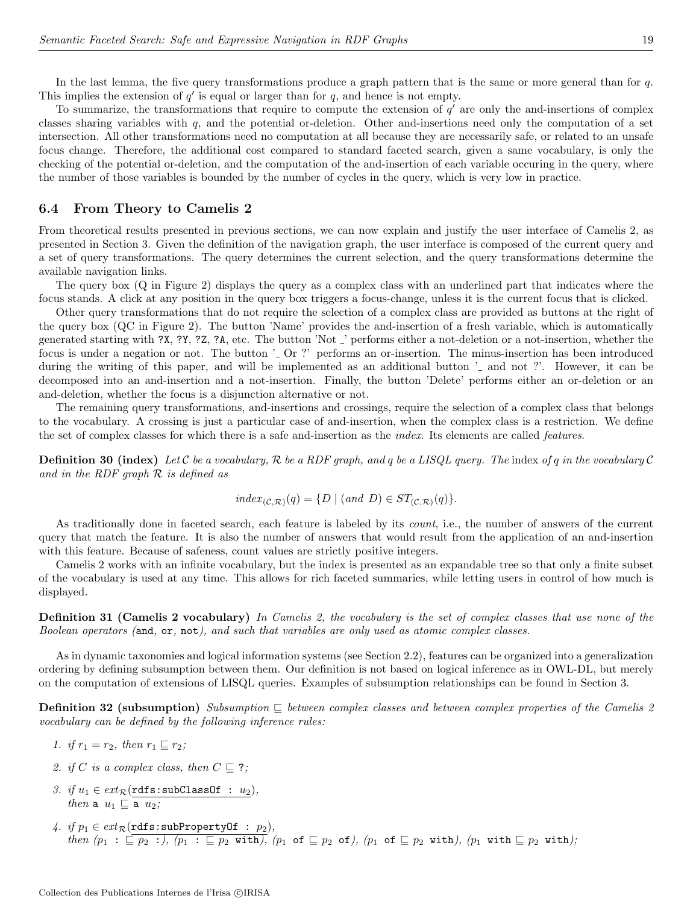In the last lemma, the five query transformations produce a graph pattern that is the same or more general than for $q$. This implies the extension of $q'$ is equal or larger than for $q$, and hence is not empty.

To summarize, the transformations that require to compute the extension of $q'$ are only the and-insertions of complex classes sharing variables with $q$, and the potential or-deletion. Other and-insertions need only the computation of a set intersection. All other transformations need no computation at all because they are necessarily safe, or related to an unsafe focus change. Therefore, the additional cost compared to standard faceted search, given a same vocabulary, is only the checking of the potential or-deletion, and the computation of the and-insertion of each variable occuring in the query, where the number of those variables is bounded by the number of cycles in the query, which is very low in practice.

### 6.4 From Theory to Camelis 2

From theoretical results presented in previous sections, we can now explain and justify the user interface of Camelis 2, as presented in Section 3. Given the definition of the navigation graph, the user interface is composed of the current query and a set of query transformations. The query determines the current selection, and the query transformations determine the available navigation links.

The query box (Q in Figure 2) displays the query as a complex class with an underlined part that indicates where the focus stands. A click at any position in the query box triggers a focus-change, unless it is the current focus that is clicked.

Other query transformations that do not require the selection of a complex class are provided as buttons at the right of the query box (QC in Figure 2). The button 'Name' provides the and-insertion of a fresh variable, which is automatically generated starting with `?X`, `?Y`, `?Z`, `?A`, etc. The button 'Not _' performs either a not-deletion or a not-insertion, whether the focus is under a negation or not. The button '_ Or ?' performs an or-insertion. The minus-insertion has been introduced during the writing of this paper, and will be implemented as an additional button '_ and not ?'. However, it can be decomposed into an and-insertion and a not-insertion. Finally, the button 'Delete' performs either an or-deletion or an and-deletion, whether the focus is a disjunction alternative or not.

The remaining query transformations, and-insertions and crossings, require the selection of a complex class that belongs to the vocabulary. A crossing is just a particular case of and-insertion, when the complex class is a restriction. We define the set of complex classes for which there is a safe and-insertion as the *index*. Its elements are called *features*.

**Definition 30 (index)** *Let $\mathcal{C}$ be a vocabulary, $\mathcal{R}$ be a RDF graph, and $q$ be a LISQL query. The* index *of $q$ in the vocabulary $\mathcal{C}$ and in the RDF graph $\mathcal{R}$ is defined as*

$$index_{(\mathcal{C},\mathcal{R})}(q) = \{D \mid (and\ D) \in ST_{(\mathcal{C},\mathcal{R})}(q)\}.$$

As traditionally done in faceted search, each feature is labeled by its *count*, i.e., the number of answers of the current query that match the feature. It is also the number of answers that would result from the application of an and-insertion with this feature. Because of safeness, count values are strictly positive integers.

Camelis 2 works with an infinite vocabulary, but the index is presented as an expandable tree so that only a finite subset of the vocabulary is used at any time. This allows for rich faceted summaries, while letting users in control of how much is displayed.

**Definition 31 (Camelis 2 vocabulary)** *In Camelis 2, the vocabulary is the set of complex classes that use none of the Boolean operators (*`and`*,* `or`*,* `not`*), and such that variables are only used as atomic complex classes.*

As in dynamic taxonomies and logical information systems (see Section 2.2), features can be organized into a generalization ordering by defining subsumption between them. Our definition is not based on logical inference as in OWL-DL, but merely on the computation of extensions of LISQL queries. Examples of subsumption relationships can be found in Section 3.

**Definition 32 (subsumption)** *Subsumption $\sqsubseteq$ between complex classes and between complex properties of the Camelis 2 vocabulary can be defined by the following inference rules:*

1. *if $r_1 = r_2$, then $r_1 \sqsubseteq r_2$;*
2. *if $C$ is a complex class, then $C \sqsubseteq$ `?`;*
3. *if $u_1 \in ext_{\mathcal{R}}(\underline{\texttt{rdfs:subClassOf : } u_2})$, then `a` $u_1 \sqsubseteq$ `a` $u_2$;*
4. *if $p_1 \in ext_{\mathcal{R}}(\underline{\texttt{rdfs:subPropertyOf : } p_2})$, then ($p_1$ `:` $\sqsubseteq p_2$ `:`), ($p_1$ `:` $\sqsubseteq p_2$ `with`), ($p_1$ `of` $\sqsubseteq p_2$ `of`), ($p_1$ `of` $\sqsubseteq p_2$ `with`), ($p_1$ `with` $\sqsubseteq p_2$ `with`);*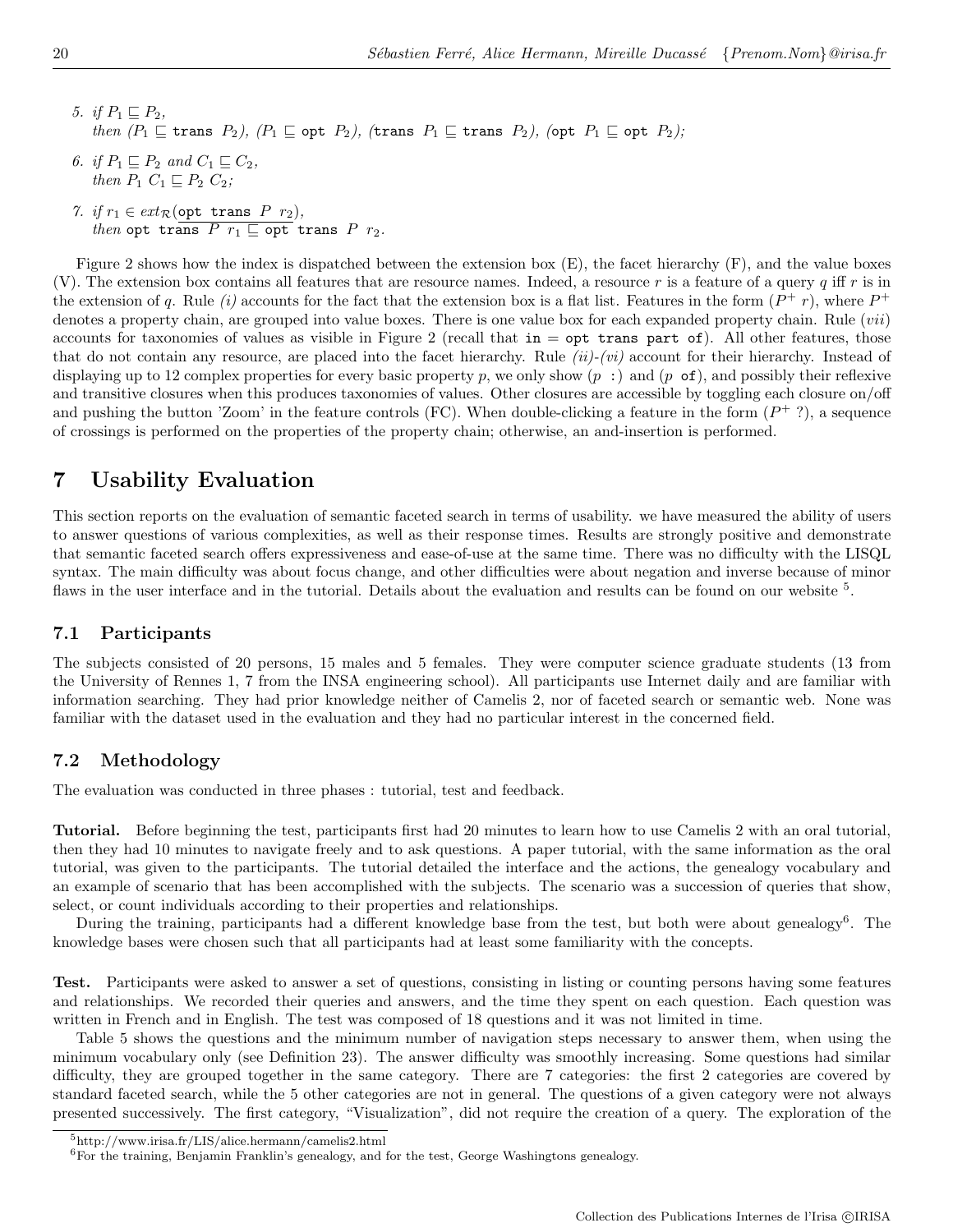5. *if* $P_1 \sqsubseteq P_2$,
   *then* ($P_1 \sqsubseteq$ `trans` $P_2$), ($P_1 \sqsubseteq$ `opt` $P_2$), (`trans` $P_1 \sqsubseteq$ `trans` $P_2$), (`opt` $P_1 \sqsubseteq$ `opt` $P_2$);

6. *if* $P_1 \sqsubseteq P_2$ *and* $C_1 \sqsubseteq C_2$,
   *then* $P_1\ C_1 \sqsubseteq P_2\ C_2$;

7. *if* $r_1 \in ext_{\mathcal{R}}(\texttt{opt trans}\ P\ r_2)$,
   *then* `opt trans` $P\ r_1 \sqsubseteq$ `opt trans` $P\ r_2$.

Figure 2 shows how the index is dispatched between the extension box (E), the facet hierarchy (F), and the value boxes (V). The extension box contains all features that are resource names. Indeed, a resource $r$ is a feature of a query $q$ iff $r$ is in the extension of $q$. Rule *(i)* accounts for the fact that the extension box is a flat list. Features in the form ($P^+\ r$), where $P^+$ denotes a property chain, are grouped into value boxes. There is one value box for each expanded property chain. Rule (*vii*) accounts for taxonomies of values as visible in Figure 2 (recall that `in` = `opt trans part of`). All other features, those that do not contain any resource, are placed into the facet hierarchy. Rule *(ii)-(vi)* account for their hierarchy. Instead of displaying up to 12 complex properties for every basic property $p$, we only show ($p$ `:`) and ($p$ `of`), and possibly their reflexive and transitive closures when this produces taxonomies of values. Other closures are accessible by toggling each closure on/off and pushing the button 'Zoom' in the feature controls (FC). When double-clicking a feature in the form ($P^+$ ?), a sequence of crossings is performed on the properties of the property chain; otherwise, an and-insertion is performed.

# 7 Usability Evaluation

This section reports on the evaluation of semantic faceted search in terms of usability. we have measured the ability of users to answer questions of various complexities, as well as their response times. Results are strongly positive and demonstrate that semantic faceted search offers expressiveness and ease-of-use at the same time. There was no difficulty with the LISQL syntax. The main difficulty was about focus change, and other difficulties were about negation and inverse because of minor flaws in the user interface and in the tutorial. Details about the evaluation and results can be found on our website [5].

## 7.1 Participants

The subjects consisted of 20 persons, 15 males and 5 females. They were computer science graduate students (13 from the University of Rennes 1, 7 from the INSA engineering school). All participants use Internet daily and are familiar with information searching. They had prior knowledge neither of Camelis 2, nor of faceted search or semantic web. None was familiar with the dataset used in the evaluation and they had no particular interest in the concerned field.

## 7.2 Methodology

The evaluation was conducted in three phases : tutorial, test and feedback.

**Tutorial.** Before beginning the test, participants first had 20 minutes to learn how to use Camelis 2 with an oral tutorial, then they had 10 minutes to navigate freely and to ask questions. A paper tutorial, with the same information as the oral tutorial, was given to the participants. The tutorial detailed the interface and the actions, the genealogy vocabulary and an example of scenario that has been accomplished with the subjects. The scenario was a succession of queries that show, select, or count individuals according to their properties and relationships.

During the training, participants had a different knowledge base from the test, but both were about genealogy[6]. The knowledge bases were chosen such that all participants had at least some familiarity with the concepts.

**Test.** Participants were asked to answer a set of questions, consisting in listing or counting persons having some features and relationships. We recorded their queries and answers, and the time they spent on each question. Each question was written in French and in English. The test was composed of 18 questions and it was not limited in time.

Table 5 shows the questions and the minimum number of navigation steps necessary to answer them, when using the minimum vocabulary only (see Definition 23). The answer difficulty was smoothly increasing. Some questions had similar difficulty, they are grouped together in the same category. There are 7 categories: the first 2 categories are covered by standard faceted search, while the 5 other categories are not in general. The questions of a given category were not always presented successively. The first category, "Visualization", did not require the creation of a query. The exploration of the

[5] http://www.irisa.fr/LIS/alice.hermann/camelis2.html

[6] For the training, Benjamin Franklin's genealogy, and for the test, George Washingtons genealogy.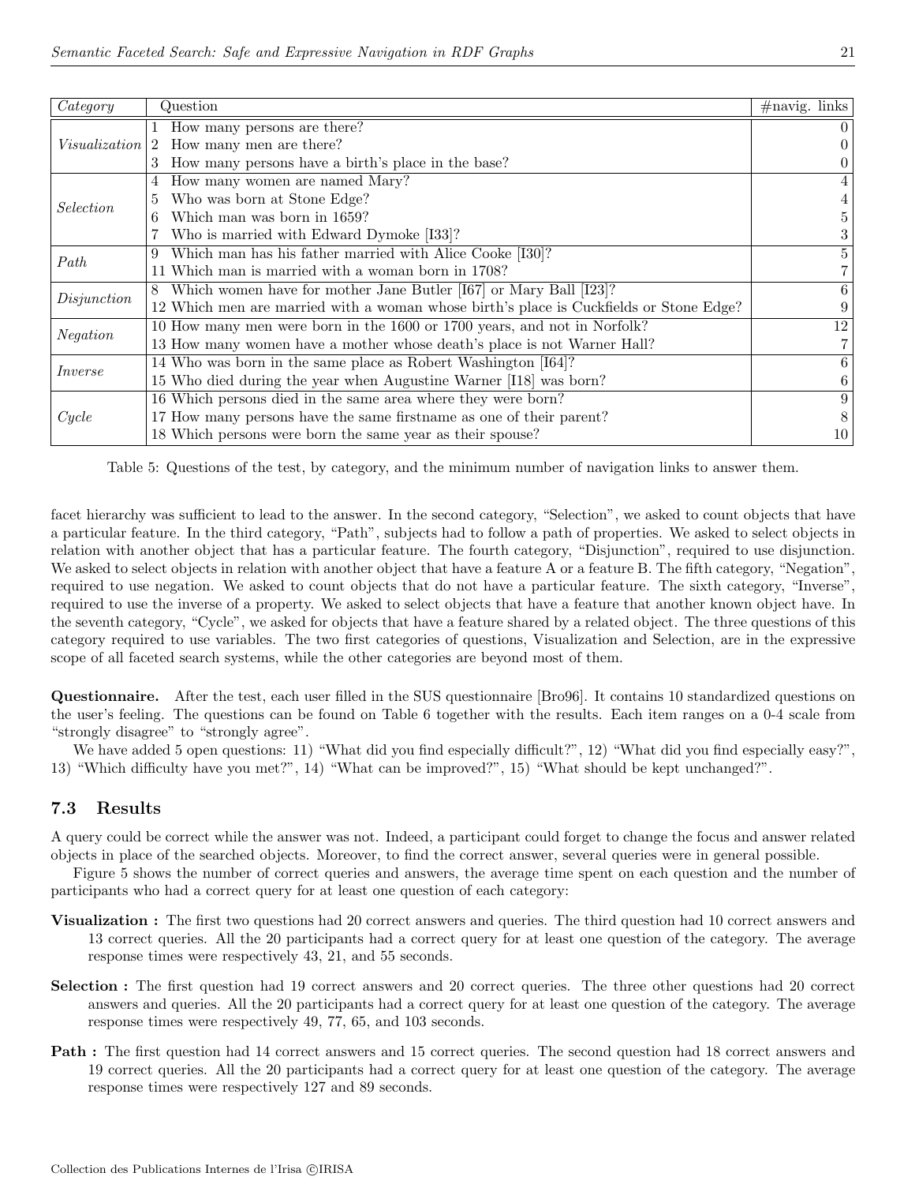| *Category* | Question | #navig. links |
|---|---|---|
| *Visualization* | 1 How many persons are there? | 0 |
| | 2 How many men are there? | 0 |
| | 3 How many persons have a birth's place in the base? | 0 |
| *Selection* | 4 How many women are named Mary? | 4 |
| | 5 Who was born at Stone Edge? | 4 |
| | 6 Which man was born in 1659? | 5 |
| | 7 Who is married with Edward Dymoke [I33]? | 3 |
| *Path* | 9 Which man has his father married with Alice Cooke [I30]? | 5 |
| | 11 Which man is married with a woman born in 1708? | 7 |
| *Disjunction* | 8 Which women have for mother Jane Butler [I67] or Mary Ball [I23]? | 6 |
| | 12 Which men are married with a woman whose birth's place is Cuckfields or Stone Edge? | 9 |
| *Negation* | 10 How many men were born in the 1600 or 1700 years, and not in Norfolk? | 12 |
| | 13 How many women have a mother whose death's place is not Warner Hall? | 7 |
| *Inverse* | 14 Who was born in the same place as Robert Washington [I64]? | 6 |
| | 15 Who died during the year when Augustine Warner [I18] was born? | 6 |
| *Cycle* | 16 Which persons died in the same area where they were born? | 9 |
| | 17 How many persons have the same firstname as one of their parent? | 8 |
| | 18 Which persons were born the same year as their spouse? | 10 |

Table 5: Questions of the test, by category, and the minimum number of navigation links to answer them.

facet hierarchy was sufficient to lead to the answer. In the second category, "Selection", we asked to count objects that have a particular feature. In the third category, "Path", subjects had to follow a path of properties. We asked to select objects in relation with another object that has a particular feature. The fourth category, "Disjunction", required to use disjunction. We asked to select objects in relation with another object that have a feature A or a feature B. The fifth category, "Negation", required to use negation. We asked to count objects that do not have a particular feature. The sixth category, "Inverse", required to use the inverse of a property. We asked to select objects that have a feature that another known object have. In the seventh category, "Cycle", we asked for objects that have a feature shared by a related object. The three questions of this category required to use variables. The two first categories of questions, Visualization and Selection, are in the expressive scope of all faceted search systems, while the other categories are beyond most of them.

**Questionnaire.** After the test, each user filled in the SUS questionnaire [Bro96]. It contains 10 standardized questions on the user's feeling. The questions can be found on Table 6 together with the results. Each item ranges on a 0-4 scale from "strongly disagree" to "strongly agree".

We have added 5 open questions: 11) "What did you find especially difficult?", 12) "What did you find especially easy?", 13) "Which difficulty have you met?", 14) "What can be improved?", 15) "What should be kept unchanged?".

## 7.3 Results

A query could be correct while the answer was not. Indeed, a participant could forget to change the focus and answer related objects in place of the searched objects. Moreover, to find the correct answer, several queries were in general possible.

Figure 5 shows the number of correct queries and answers, the average time spent on each question and the number of participants who had a correct query for at least one question of each category:

**Visualization :** The first two questions had 20 correct answers and queries. The third question had 10 correct answers and 13 correct queries. All the 20 participants had a correct query for at least one question of the category. The average response times were respectively 43, 21, and 55 seconds.

**Selection :** The first question had 19 correct answers and 20 correct queries. The three other questions had 20 correct answers and queries. All the 20 participants had a correct query for at least one question of the category. The average response times were respectively 49, 77, 65, and 103 seconds.

**Path :** The first question had 14 correct answers and 15 correct queries. The second question had 18 correct answers and 19 correct queries. All the 20 participants had a correct query for at least one question of the category. The average response times were respectively 127 and 89 seconds.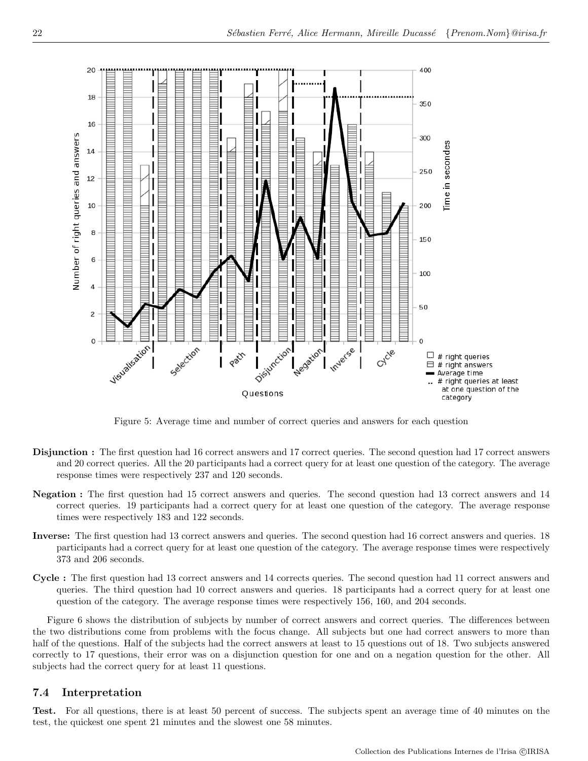Figure 5: Average time and number of correct queries and answers for each question

- **Disjunction :** The first question had 16 correct answers and 17 correct queries. The second question had 17 correct answers and 20 correct queries. All the 20 participants had a correct query for at least one question of the category. The average response times were respectively 237 and 120 seconds.
- **Negation :** The first question had 15 correct answers and queries. The second question had 13 correct answers and 14 correct queries. 19 participants had a correct query for at least one question of the category. The average response times were respectively 183 and 122 seconds.
- **Inverse:** The first question had 13 correct answers and queries. The second question had 16 correct answers and queries. 18 participants had a correct query for at least one question of the category. The average response times were respectively 373 and 206 seconds.
- **Cycle :** The first question had 13 correct answers and 14 corrects queries. The second question had 11 correct answers and queries. The third question had 10 correct answers and queries. 18 participants had a correct query for at least one question of the category. The average response times were respectively 156, 160, and 204 seconds.

Figure 6 shows the distribution of subjects by number of correct answers and correct queries. The differences between the two distributions come from problems with the focus change. All subjects but one had correct answers to more than half of the questions. Half of the subjects had the correct answers at least to 15 questions out of 18. Two subjects answered correctly to 17 questions, their error was on a disjunction question for one and on a negation question for the other. All subjects had the correct query for at least 11 questions.

### 7.4 Interpretation

**Test.** For all questions, there is at least 50 percent of success. The subjects spent an average time of 40 minutes on the test, the quickest one spent 21 minutes and the slowest one 58 minutes.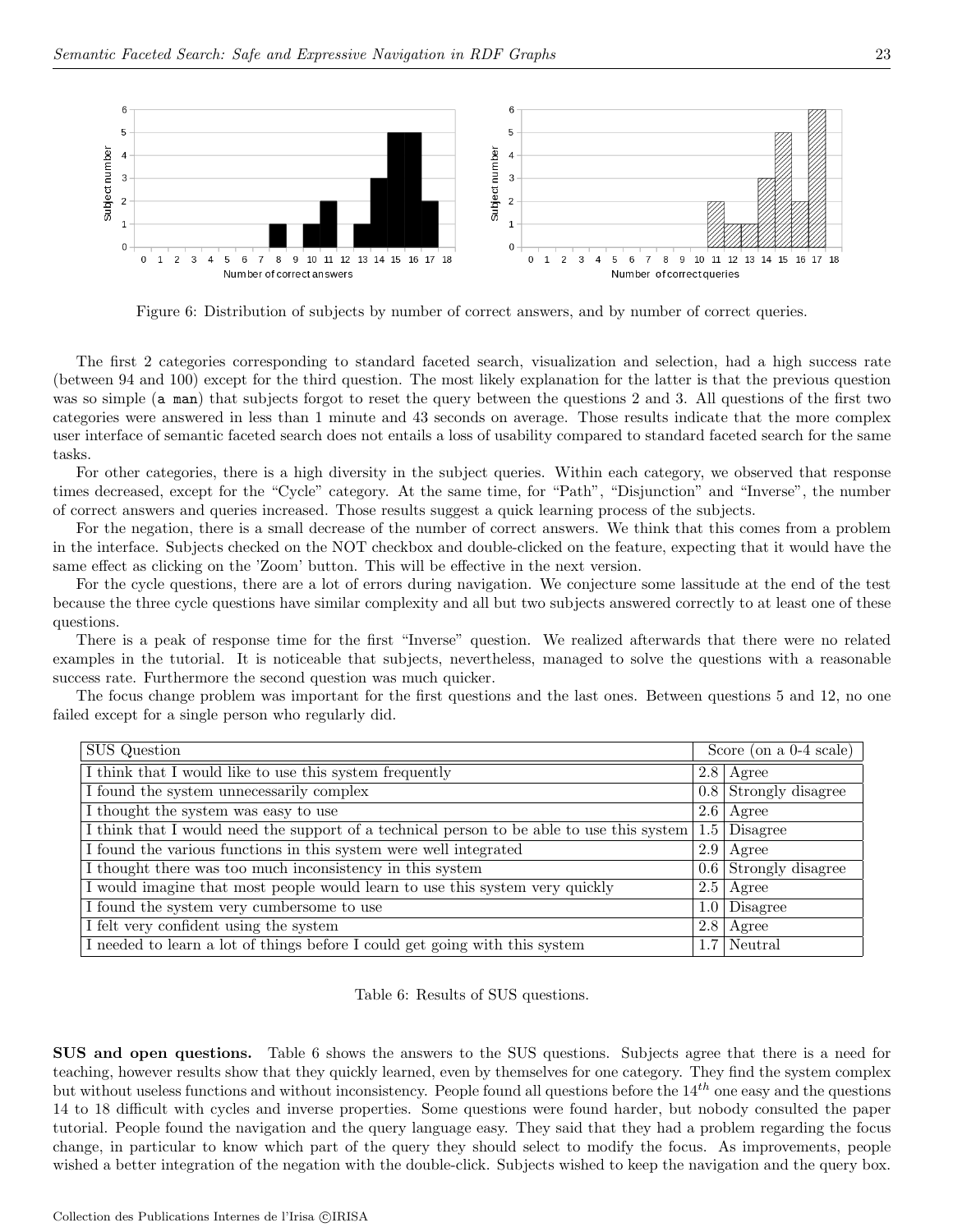Figure 6: Distribution of subjects by number of correct answers, and by number of correct queries.

The first 2 categories corresponding to standard faceted search, visualization and selection, had a high success rate (between 94 and 100) except for the third question. The most likely explanation for the latter is that the previous question was so simple (`a man`) that subjects forgot to reset the query between the questions 2 and 3. All questions of the first two categories were answered in less than 1 minute and 43 seconds on average. Those results indicate that the more complex user interface of semantic faceted search does not entails a loss of usability compared to standard faceted search for the same tasks.

For other categories, there is a high diversity in the subject queries. Within each category, we observed that response times decreased, except for the "Cycle" category. At the same time, for "Path", "Disjunction" and "Inverse", the number of correct answers and queries increased. Those results suggest a quick learning process of the subjects.

For the negation, there is a small decrease of the number of correct answers. We think that this comes from a problem in the interface. Subjects checked on the NOT checkbox and double-clicked on the feature, expecting that it would have the same effect as clicking on the 'Zoom' button. This will be effective in the next version.

For the cycle questions, there are a lot of errors during navigation. We conjecture some lassitude at the end of the test because the three cycle questions have similar complexity and all but two subjects answered correctly to at least one of these questions.

There is a peak of response time for the first "Inverse" question. We realized afterwards that there were no related examples in the tutorial. It is noticeable that subjects, nevertheless, managed to solve the questions with a reasonable success rate. Furthermore the second question was much quicker.

The focus change problem was important for the first questions and the last ones. Between questions 5 and 12, no one failed except for a single person who regularly did.

| SUS Question | Score (on a 0-4 scale) | |
|---|---|---|
| I think that I would like to use this system frequently | 2.8 | Agree |
| I found the system unnecessarily complex | 0.8 | Strongly disagree |
| I thought the system was easy to use | 2.6 | Agree |
| I think that I would need the support of a technical person to be able to use this system | 1.5 | Disagree |
| I found the various functions in this system were well integrated | 2.9 | Agree |
| I thought there was too much inconsistency in this system | 0.6 | Strongly disagree |
| I would imagine that most people would learn to use this system very quickly | 2.5 | Agree |
| I found the system very cumbersome to use | 1.0 | Disagree |
| I felt very confident using the system | 2.8 | Agree |
| I needed to learn a lot of things before I could get going with this system | 1.7 | Neutral |

Table 6: Results of SUS questions.

**SUS and open questions.** Table 6 shows the answers to the SUS questions. Subjects agree that there is a need for teaching, however results show that they quickly learned, even by themselves for one category. They find the system complex but without useless functions and without inconsistency. People found all questions before the $14^{th}$ one easy and the questions 14 to 18 difficult with cycles and inverse properties. Some questions were found harder, but nobody consulted the paper tutorial. People found the navigation and the query language easy. They said that they had a problem regarding the focus change, in particular to know which part of the query they should select to modify the focus. As improvements, people wished a better integration of the negation with the double-click. Subjects wished to keep the navigation and the query box.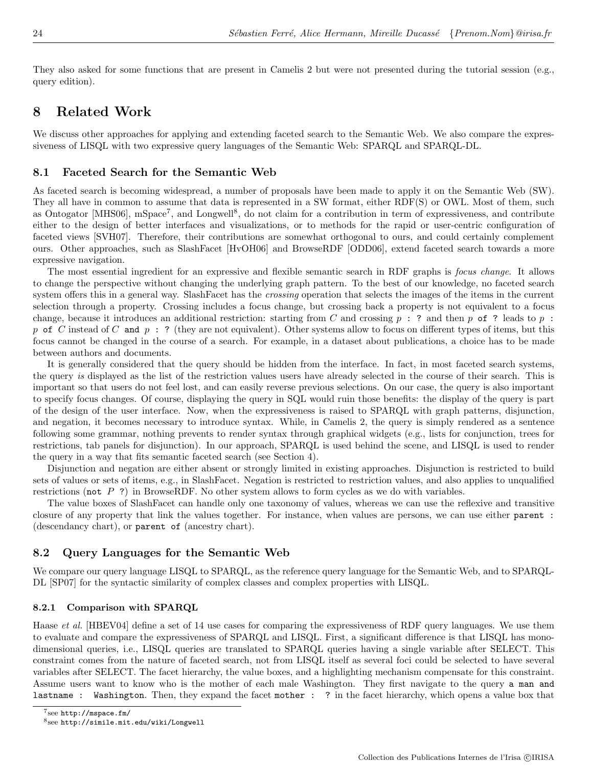They also asked for some functions that are present in Camelis 2 but were not presented during the tutorial session (e.g., query edition).

# 8 Related Work

We discuss other approaches for applying and extending faceted search to the Semantic Web. We also compare the expressiveness of LISQL with two expressive query languages of the Semantic Web: SPARQL and SPARQL-DL.

## 8.1 Faceted Search for the Semantic Web

As faceted search is becoming widespread, a number of proposals have been made to apply it on the Semantic Web (SW). They all have in common to assume that data is represented in a SW format, either RDF(S) or OWL. Most of them, such as Ontogator [MHS06], mSpace[7], and Longwell[8], do not claim for a contribution in term of expressiveness, and contribute either to the design of better interfaces and visualizations, or to methods for the rapid or user-centric configuration of faceted views [SVH07]. Therefore, their contributions are somewhat orthogonal to ours, and could certainly complement ours. Other approaches, such as SlashFacet [HvOH06] and BrowseRDF [ODD06], extend faceted search towards a more expressive navigation.

The most essential ingredient for an expressive and flexible semantic search in RDF graphs is *focus change*. It allows to change the perspective without changing the underlying graph pattern. To the best of our knowledge, no faceted search system offers this in a general way. SlashFacet has the *crossing* operation that selects the images of the items in the current selection through a property. Crossing includes a focus change, but crossing back a property is not equivalent to a focus change, because it introduces an additional restriction: starting from $C$ and crossing `p : ?` and then `p of ?` leads to `p : p of C` instead of `C and p : ?` (they are not equivalent). Other systems allow to focus on different types of items, but this focus cannot be changed in the course of a search. For example, in a dataset about publications, a choice has to be made between authors and documents.

It is generally considered that the query should be hidden from the interface. In fact, in most faceted search systems, the query *is* displayed as the list of the restriction values users have already selected in the course of their search. This is important so that users do not feel lost, and can easily reverse previous selections. On our case, the query is also important to specify focus changes. Of course, displaying the query in SQL would ruin those benefits: the display of the query is part of the design of the user interface. Now, when the expressiveness is raised to SPARQL with graph patterns, disjunction, and negation, it becomes necessary to introduce syntax. While, in Camelis 2, the query is simply rendered as a sentence following some grammar, nothing prevents to render syntax through graphical widgets (e.g., lists for conjunction, trees for restrictions, tab panels for disjunction). In our approach, SPARQL is used behind the scene, and LISQL is used to render the query in a way that fits semantic faceted search (see Section 4).

Disjunction and negation are either absent or strongly limited in existing approaches. Disjunction is restricted to build sets of values or sets of items, e.g., in SlashFacet. Negation is restricted to restriction values, and also applies to unqualified restrictions (`not P ?`) in BrowseRDF. No other system allows to form cycles as we do with variables.

The value boxes of SlashFacet can handle only one taxonomy of values, whereas we can use the reflexive and transitive closure of any property that link the values together. For instance, when values are persons, we can use either `parent :` (descendancy chart), or `parent of` (ancestry chart).

## 8.2 Query Languages for the Semantic Web

We compare our query language LISQL to SPARQL, as the reference query language for the Semantic Web, and to SPARQL-DL [SP07] for the syntactic similarity of complex classes and complex properties with LISQL.

### 8.2.1 Comparison with SPARQL

Haase *et al.* [HBEV04] define a set of 14 use cases for comparing the expressiveness of RDF query languages. We use them to evaluate and compare the expressiveness of SPARQL and LISQL. First, a significant difference is that LISQL has mono-dimensional queries, i.e., LISQL queries are translated to SPARQL queries having a single variable after SELECT. This constraint comes from the nature of faceted search, not from LISQL itself as several foci could be selected to have several variables after SELECT. The facet hierarchy, the value boxes, and a highlighting mechanism compensate for this constraint. Assume users want to know who is the mother of each male Washington. They first navigate to the query `a man and lastname : Washington`. Then, they expand the facet `mother : ?` in the facet hierarchy, which opens a value box that

[7] see http://mspace.fm/

[8] see http://simile.mit.edu/wiki/Longwell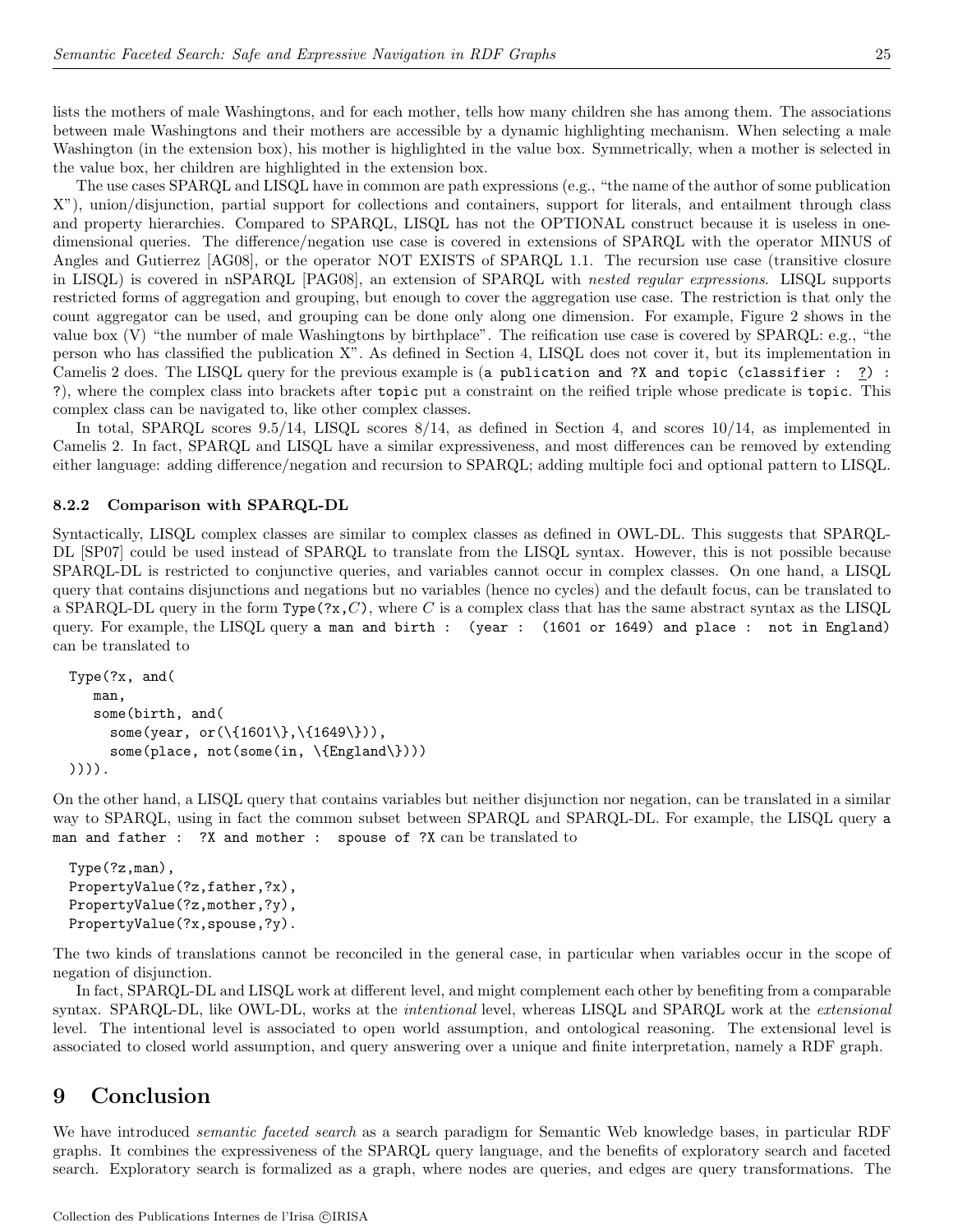lists the mothers of male Washingtons, and for each mother, tells how many children she has among them. The associations between male Washingtons and their mothers are accessible by a dynamic highlighting mechanism. When selecting a male Washington (in the extension box), his mother is highlighted in the value box. Symmetrically, when a mother is selected in the value box, her children are highlighted in the extension box.

The use cases SPARQL and LISQL have in common are path expressions (e.g., "the name of the author of some publication X"), union/disjunction, partial support for collections and containers, support for literals, and entailment through class and property hierarchies. Compared to SPARQL, LISQL has not the OPTIONAL construct because it is useless in one-dimensional queries. The difference/negation use case is covered in extensions of SPARQL with the operator MINUS of Angles and Gutierrez [AG08], or the operator NOT EXISTS of SPARQL 1.1. The recursion use case (transitive closure in LISQL) is covered in nSPARQL [PAG08], an extension of SPARQL with *nested regular expressions*. LISQL supports restricted forms of aggregation and grouping, but enough to cover the aggregation use case. The restriction is that only the count aggregator can be used, and grouping can be done only along one dimension. For example, Figure 2 shows in the value box (V) "the number of male Washingtons by birthplace". The reification use case is covered by SPARQL: e.g., "the person who has classified the publication X". As defined in Section 4, LISQL does not cover it, but its implementation in Camelis 2 does. The LISQL query for the previous example is (`a publication and ?X and topic (classifier : ?) : ?`), where the complex class into brackets after `topic` put a constraint on the reified triple whose predicate is `topic`. This complex class can be navigated to, like other complex classes.

In total, SPARQL scores 9.5/14, LISQL scores 8/14, as defined in Section 4, and scores 10/14, as implemented in Camelis 2. In fact, SPARQL and LISQL have a similar expressiveness, and most differences can be removed by extending either language: adding difference/negation and recursion to SPARQL; adding multiple foci and optional pattern to LISQL.

### 8.2.2 Comparison with SPARQL-DL

Syntactically, LISQL complex classes are similar to complex classes as defined in OWL-DL. This suggests that SPARQL-DL [SP07] could be used instead of SPARQL to translate from the LISQL syntax. However, this is not possible because SPARQL-DL is restricted to conjunctive queries, and variables cannot occur in complex classes. On one hand, a LISQL query that contains disjunctions and negations but no variables (hence no cycles) and the default focus, can be translated to a SPARQL-DL query in the form `Type(?x,`$C$`)`, where $C$ is a complex class that has the same abstract syntax as the LISQL query. For example, the LISQL query `a man and birth : (year : (1601 or 1649) and place : not in England)` can be translated to

```
Type(?x, and(
   man,
   some(birth, and(
     some(year, or(\{1601\},\{1649\})),
     some(place, not(some(in, \{England\})))
))))).
```

On the other hand, a LISQL query that contains variables but neither disjunction nor negation, can be translated in a similar way to SPARQL, using in fact the common subset between SPARQL and SPARQL-DL. For example, the LISQL query `a man and father : ?X and mother : spouse of ?X` can be translated to

```
Type(?z,man),
PropertyValue(?z,father,?x),
PropertyValue(?z,mother,?y),
PropertyValue(?x,spouse,?y).
```

The two kinds of translations cannot be reconciled in the general case, in particular when variables occur in the scope of negation of disjunction.

In fact, SPARQL-DL and LISQL work at different level, and might complement each other by benefiting from a comparable syntax. SPARQL-DL, like OWL-DL, works at the *intentional* level, whereas LISQL and SPARQL work at the *extensional* level. The intentional level is associated to open world assumption, and ontological reasoning. The extensional level is associated to closed world assumption, and query answering over a unique and finite interpretation, namely a RDF graph.

# 9 Conclusion

We have introduced *semantic faceted search* as a search paradigm for Semantic Web knowledge bases, in particular RDF graphs. It combines the expressiveness of the SPARQL query language, and the benefits of exploratory search and faceted search. Exploratory search is formalized as a graph, where nodes are queries, and edges are query transformations. The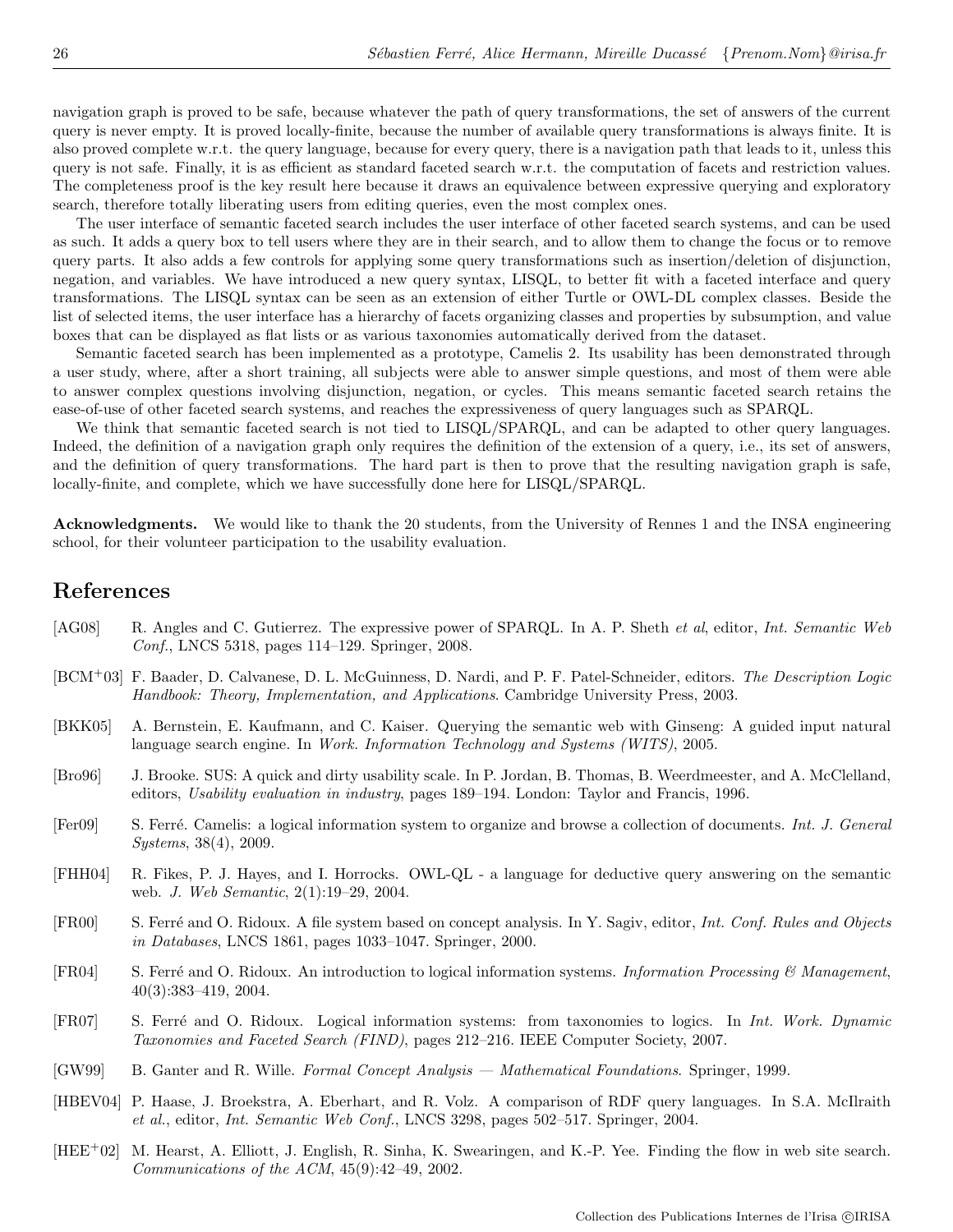navigation graph is proved to be safe, because whatever the path of query transformations, the set of answers of the current query is never empty. It is proved locally-finite, because the number of available query transformations is always finite. It is also proved complete w.r.t. the query language, because for every query, there is a navigation path that leads to it, unless this query is not safe. Finally, it is as efficient as standard faceted search w.r.t. the computation of facets and restriction values. The completeness proof is the key result here because it draws an equivalence between expressive querying and exploratory search, therefore totally liberating users from editing queries, even the most complex ones.

The user interface of semantic faceted search includes the user interface of other faceted search systems, and can be used as such. It adds a query box to tell users where they are in their search, and to allow them to change the focus or to remove query parts. It also adds a few controls for applying some query transformations such as insertion/deletion of disjunction, negation, and variables. We have introduced a new query syntax, LISQL, to better fit with a faceted interface and query transformations. The LISQL syntax can be seen as an extension of either Turtle or OWL-DL complex classes. Beside the list of selected items, the user interface has a hierarchy of facets organizing classes and properties by subsumption, and value boxes that can be displayed as flat lists or as various taxonomies automatically derived from the dataset.

Semantic faceted search has been implemented as a prototype, Camelis 2. Its usability has been demonstrated through a user study, where, after a short training, all subjects were able to answer simple questions, and most of them were able to answer complex questions involving disjunction, negation, or cycles. This means semantic faceted search retains the ease-of-use of other faceted search systems, and reaches the expressiveness of query languages such as SPARQL.

We think that semantic faceted search is not tied to LISQL/SPARQL, and can be adapted to other query languages. Indeed, the definition of a navigation graph only requires the definition of the extension of a query, i.e., its set of answers, and the definition of query transformations. The hard part is then to prove that the resulting navigation graph is safe, locally-finite, and complete, which we have successfully done here for LISQL/SPARQL.

**Acknowledgments.** We would like to thank the 20 students, from the University of Rennes 1 and the INSA engineering school, for their volunteer participation to the usability evaluation.

# References

[AG08] R. Angles and C. Gutierrez. The expressive power of SPARQL. In A. P. Sheth *et al*, editor, *Int. Semantic Web Conf.*, LNCS 5318, pages 114–129. Springer, 2008.

[BCM+03] F. Baader, D. Calvanese, D. L. McGuinness, D. Nardi, and P. F. Patel-Schneider, editors. *The Description Logic Handbook: Theory, Implementation, and Applications*. Cambridge University Press, 2003.

[BKK05] A. Bernstein, E. Kaufmann, and C. Kaiser. Querying the semantic web with Ginseng: A guided input natural language search engine. In *Work. Information Technology and Systems (WITS)*, 2005.

[Bro96] J. Brooke. SUS: A quick and dirty usability scale. In P. Jordan, B. Thomas, B. Weerdmeester, and A. McClelland, editors, *Usability evaluation in industry*, pages 189–194. London: Taylor and Francis, 1996.

[Fer09] S. Ferré. Camelis: a logical information system to organize and browse a collection of documents. *Int. J. General Systems*, 38(4), 2009.

[FHH04] R. Fikes, P. J. Hayes, and I. Horrocks. OWL-QL - a language for deductive query answering on the semantic web. *J. Web Semantic*, 2(1):19–29, 2004.

[FR00] S. Ferré and O. Ridoux. A file system based on concept analysis. In Y. Sagiv, editor, *Int. Conf. Rules and Objects in Databases*, LNCS 1861, pages 1033–1047. Springer, 2000.

[FR04] S. Ferré and O. Ridoux. An introduction to logical information systems. *Information Processing & Management*, 40(3):383–419, 2004.

[FR07] S. Ferré and O. Ridoux. Logical information systems: from taxonomies to logics. In *Int. Work. Dynamic Taxonomies and Faceted Search (FIND)*, pages 212–216. IEEE Computer Society, 2007.

[GW99] B. Ganter and R. Wille. *Formal Concept Analysis — Mathematical Foundations*. Springer, 1999.

[HBEV04] P. Haase, J. Broekstra, A. Eberhart, and R. Volz. A comparison of RDF query languages. In S.A. McIlraith *et al.*, editor, *Int. Semantic Web Conf.*, LNCS 3298, pages 502–517. Springer, 2004.

[HEE+02] M. Hearst, A. Elliott, J. English, R. Sinha, K. Swearingen, and K.-P. Yee. Finding the flow in web site search. *Communications of the ACM*, 45(9):42–49, 2002.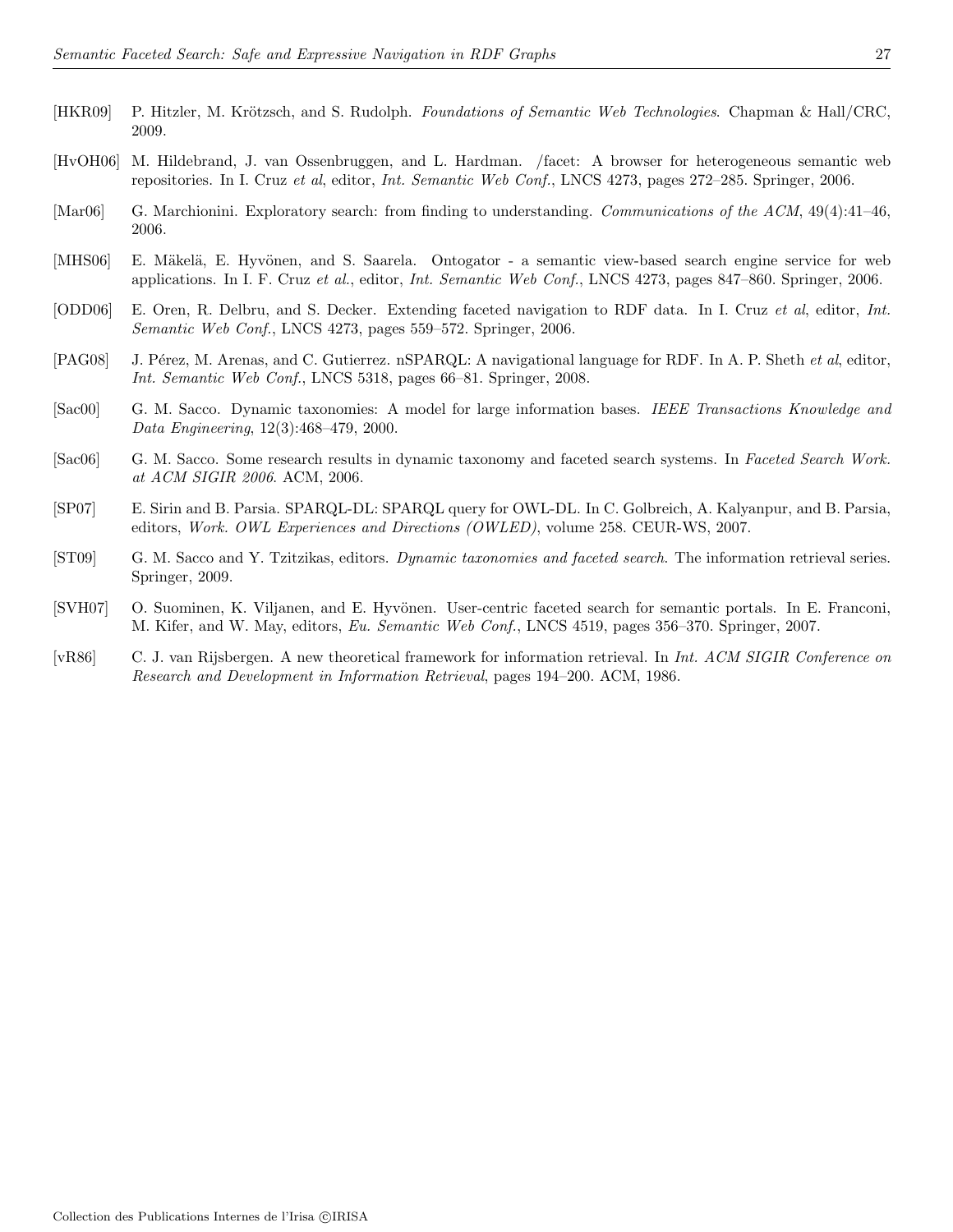[HKR09] P. Hitzler, M. Krötzsch, and S. Rudolph. *Foundations of Semantic Web Technologies*. Chapman & Hall/CRC, 2009.

[HvOH06] M. Hildebrand, J. van Ossenbruggen, and L. Hardman. /facet: A browser for heterogeneous semantic web repositories. In I. Cruz *et al*, editor, *Int. Semantic Web Conf.*, LNCS 4273, pages 272–285. Springer, 2006.

[Mar06] G. Marchionini. Exploratory search: from finding to understanding. *Communications of the ACM*, 49(4):41–46, 2006.

[MHS06] E. Mäkelä, E. Hyvönen, and S. Saarela. Ontogator - a semantic view-based search engine service for web applications. In I. F. Cruz *et al.*, editor, *Int. Semantic Web Conf.*, LNCS 4273, pages 847–860. Springer, 2006.

[ODD06] E. Oren, R. Delbru, and S. Decker. Extending faceted navigation to RDF data. In I. Cruz *et al*, editor, *Int. Semantic Web Conf.*, LNCS 4273, pages 559–572. Springer, 2006.

[PAG08] J. Pérez, M. Arenas, and C. Gutierrez. nSPARQL: A navigational language for RDF. In A. P. Sheth *et al*, editor, *Int. Semantic Web Conf.*, LNCS 5318, pages 66–81. Springer, 2008.

[Sac00] G. M. Sacco. Dynamic taxonomies: A model for large information bases. *IEEE Transactions Knowledge and Data Engineering*, 12(3):468–479, 2000.

[Sac06] G. M. Sacco. Some research results in dynamic taxonomy and faceted search systems. In *Faceted Search Work. at ACM SIGIR 2006*. ACM, 2006.

[SP07] E. Sirin and B. Parsia. SPARQL-DL: SPARQL query for OWL-DL. In C. Golbreich, A. Kalyanpur, and B. Parsia, editors, *Work. OWL Experiences and Directions (OWLED)*, volume 258. CEUR-WS, 2007.

[ST09] G. M. Sacco and Y. Tzitzikas, editors. *Dynamic taxonomies and faceted search*. The information retrieval series. Springer, 2009.

[SVH07] O. Suominen, K. Viljanen, and E. Hyvönen. User-centric faceted search for semantic portals. In E. Franconi, M. Kifer, and W. May, editors, *Eu. Semantic Web Conf.*, LNCS 4519, pages 356–370. Springer, 2007.

[vR86] C. J. van Rijsbergen. A new theoretical framework for information retrieval. In *Int. ACM SIGIR Conference on Research and Development in Information Retrieval*, pages 194–200. ACM, 1986.